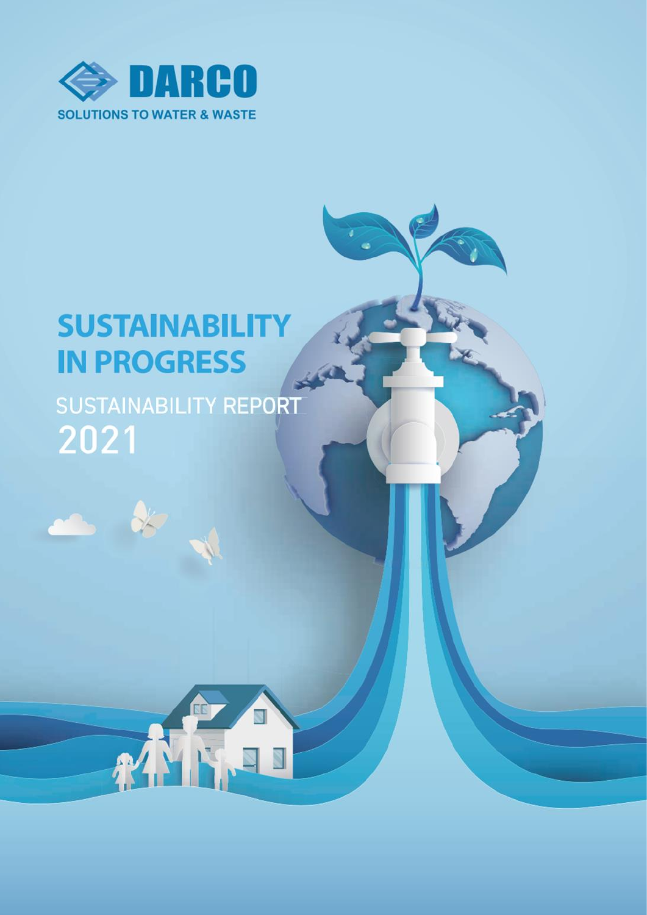DARCO

SOLUTIONS TO WATER & WASTE

# SUSTAINABILITY IN PROGRESS

## SUSTAINABILITY REPORT 2021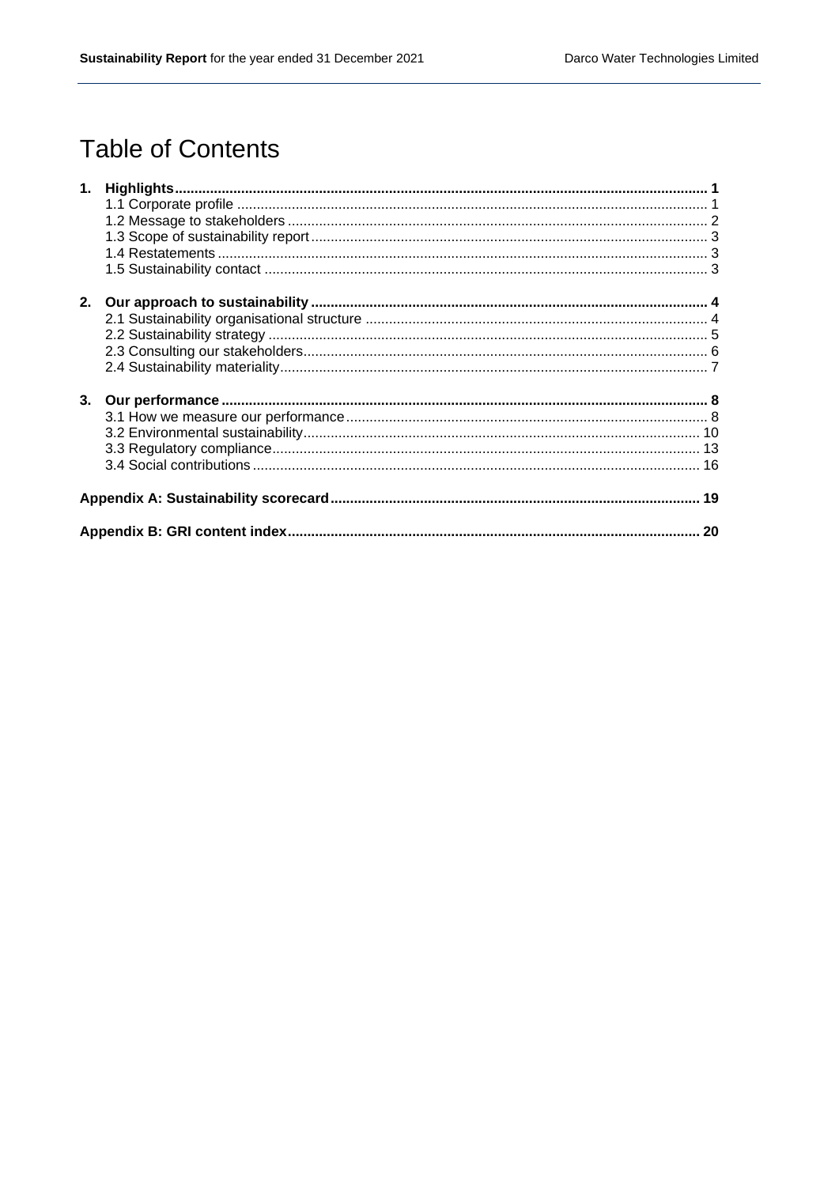# Table of Contents

1. **Highlights** ..... **1**
   - 1.1 Corporate profile ..... 1
   - 1.2 Message to stakeholders ..... 2
   - 1.3 Scope of sustainability report ..... 3
   - 1.4 Restatements ..... 3
   - 1.5 Sustainability contact ..... 3

2. **Our approach to sustainability** ..... **4**
   - 2.1 Sustainability organisational structure ..... 4
   - 2.2 Sustainability strategy ..... 5
   - 2.3 Consulting our stakeholders ..... 6
   - 2.4 Sustainability materiality ..... 7

3. **Our performance** ..... **8**
   - 3.1 How we measure our performance ..... 8
   - 3.2 Environmental sustainability ..... 10
   - 3.3 Regulatory compliance ..... 13
   - 3.4 Social contributions ..... 16

**Appendix A: Sustainability scorecard** ..... **19**

**Appendix B: GRI content index** ..... **20**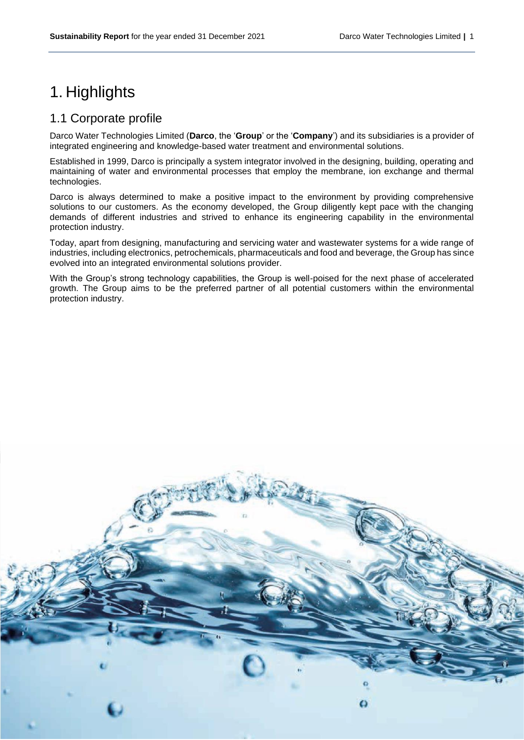# 1. Highlights

## 1.1 Corporate profile

Darco Water Technologies Limited (**Darco**, the '**Group**' or the '**Company**') and its subsidiaries is a provider of integrated engineering and knowledge-based water treatment and environmental solutions.

Established in 1999, Darco is principally a system integrator involved in the designing, building, operating and maintaining of water and environmental processes that employ the membrane, ion exchange and thermal technologies.

Darco is always determined to make a positive impact to the environment by providing comprehensive solutions to our customers. As the economy developed, the Group diligently kept pace with the changing demands of different industries and strived to enhance its engineering capability in the environmental protection industry.

Today, apart from designing, manufacturing and servicing water and wastewater systems for a wide range of industries, including electronics, petrochemicals, pharmaceuticals and food and beverage, the Group has since evolved into an integrated environmental solutions provider.

With the Group's strong technology capabilities, the Group is well-poised for the next phase of accelerated growth. The Group aims to be the preferred partner of all potential customers within the environmental protection industry.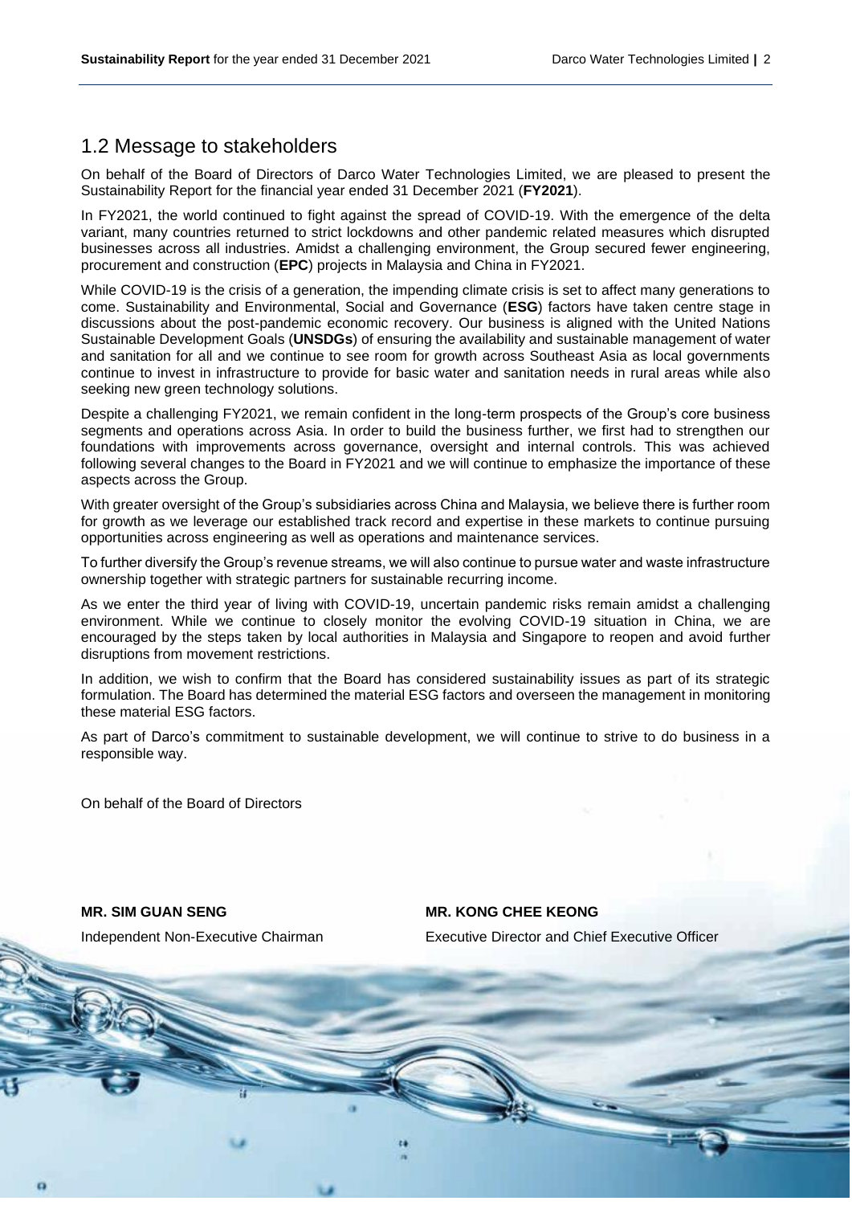## 1.2 Message to stakeholders

On behalf of the Board of Directors of Darco Water Technologies Limited, we are pleased to present the Sustainability Report for the financial year ended 31 December 2021 (**FY2021**).

In FY2021, the world continued to fight against the spread of COVID-19. With the emergence of the delta variant, many countries returned to strict lockdowns and other pandemic related measures which disrupted businesses across all industries. Amidst a challenging environment, the Group secured fewer engineering, procurement and construction (**EPC**) projects in Malaysia and China in FY2021.

While COVID-19 is the crisis of a generation, the impending climate crisis is set to affect many generations to come. Sustainability and Environmental, Social and Governance (**ESG**) factors have taken centre stage in discussions about the post-pandemic economic recovery. Our business is aligned with the United Nations Sustainable Development Goals (**UNSDGs**) of ensuring the availability and sustainable management of water and sanitation for all and we continue to see room for growth across Southeast Asia as local governments continue to invest in infrastructure to provide for basic water and sanitation needs in rural areas while also seeking new green technology solutions.

Despite a challenging FY2021, we remain confident in the long-term prospects of the Group's core business segments and operations across Asia. In order to build the business further, we first had to strengthen our foundations with improvements across governance, oversight and internal controls. This was achieved following several changes to the Board in FY2021 and we will continue to emphasize the importance of these aspects across the Group.

With greater oversight of the Group's subsidiaries across China and Malaysia, we believe there is further room for growth as we leverage our established track record and expertise in these markets to continue pursuing opportunities across engineering as well as operations and maintenance services.

To further diversify the Group's revenue streams, we will also continue to pursue water and waste infrastructure ownership together with strategic partners for sustainable recurring income.

As we enter the third year of living with COVID-19, uncertain pandemic risks remain amidst a challenging environment. While we continue to closely monitor the evolving COVID-19 situation in China, we are encouraged by the steps taken by local authorities in Malaysia and Singapore to reopen and avoid further disruptions from movement restrictions.

In addition, we wish to confirm that the Board has considered sustainability issues as part of its strategic formulation. The Board has determined the material ESG factors and overseen the management in monitoring these material ESG factors.

As part of Darco's commitment to sustainable development, we will continue to strive to do business in a responsible way.

On behalf of the Board of Directors

**MR. SIM GUAN SENG**
Independent Non-Executive Chairman

**MR. KONG CHEE KEONG**
Executive Director and Chief Executive Officer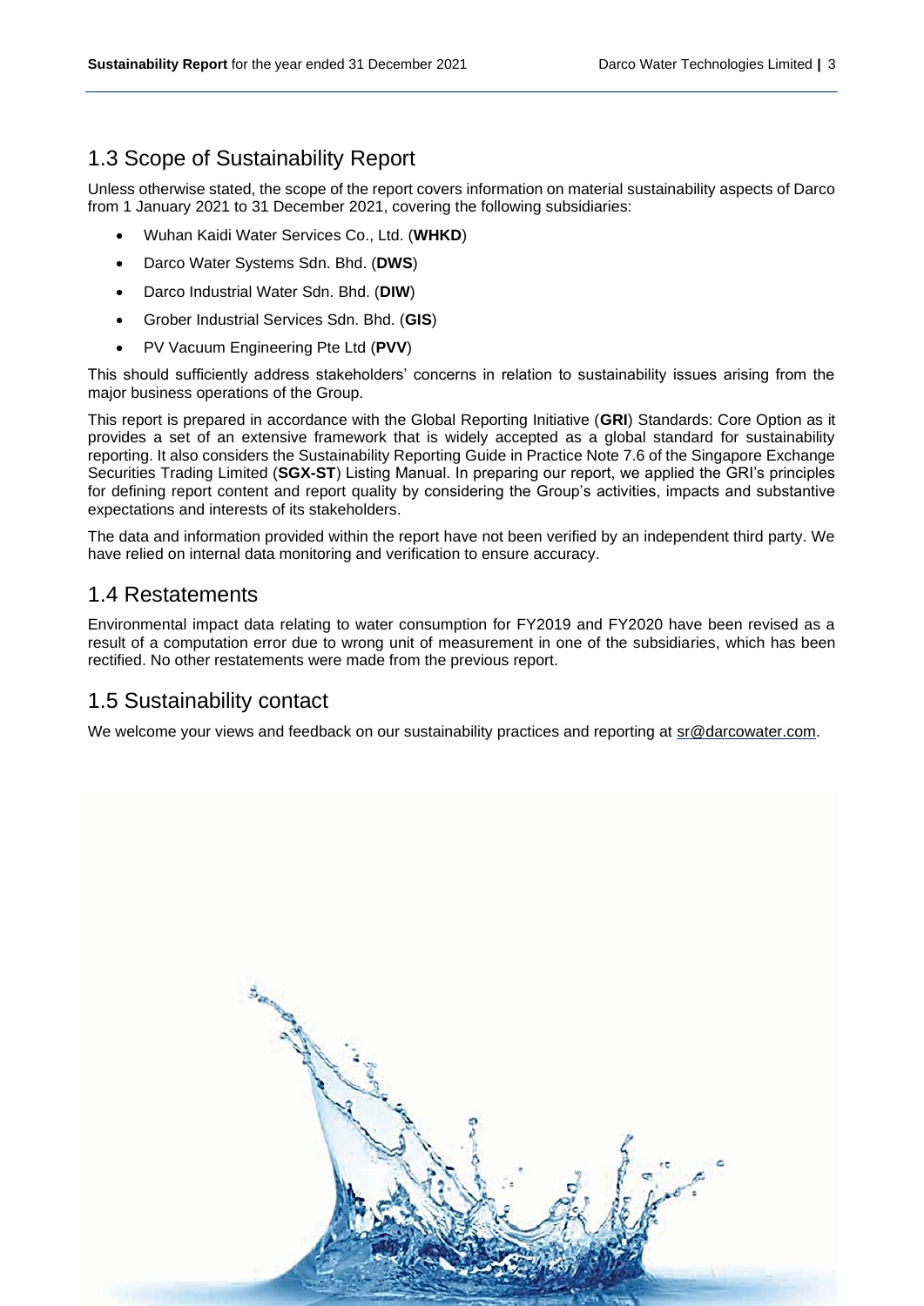## 1.3 Scope of Sustainability Report

Unless otherwise stated, the scope of the report covers information on material sustainability aspects of Darco from 1 January 2021 to 31 December 2021, covering the following subsidiaries:

- Wuhan Kaidi Water Services Co., Ltd. (**WHKD**)
- Darco Water Systems Sdn. Bhd. (**DWS**)
- Darco Industrial Water Sdn. Bhd. (**DIW**)
- Grober Industrial Services Sdn. Bhd. (**GIS**)
- PV Vacuum Engineering Pte Ltd (**PVV**)

This should sufficiently address stakeholders' concerns in relation to sustainability issues arising from the major business operations of the Group.

This report is prepared in accordance with the Global Reporting Initiative (**GRI**) Standards: Core Option as it provides a set of an extensive framework that is widely accepted as a global standard for sustainability reporting. It also considers the Sustainability Reporting Guide in Practice Note 7.6 of the Singapore Exchange Securities Trading Limited (**SGX-ST**) Listing Manual. In preparing our report, we applied the GRI's principles for defining report content and report quality by considering the Group's activities, impacts and substantive expectations and interests of its stakeholders.

The data and information provided within the report have not been verified by an independent third party. We have relied on internal data monitoring and verification to ensure accuracy.

## 1.4 Restatements

Environmental impact data relating to water consumption for FY2019 and FY2020 have been revised as a result of a computation error due to wrong unit of measurement in one of the subsidiaries, which has been rectified. No other restatements were made from the previous report.

## 1.5 Sustainability contact

We welcome your views and feedback on our sustainability practices and reporting at sr@darcowater.com.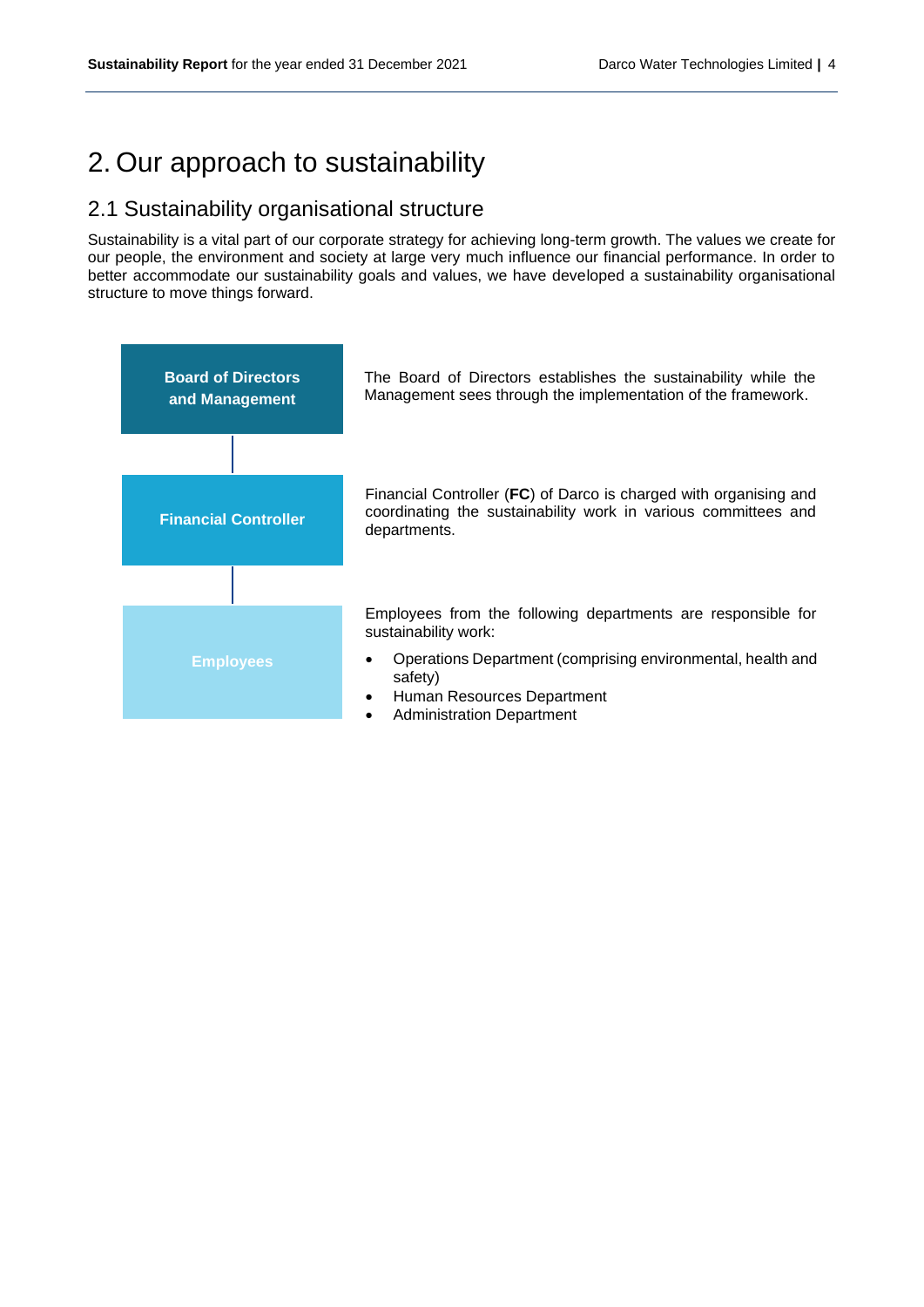# 2. Our approach to sustainability

## 2.1 Sustainability organisational structure

Sustainability is a vital part of our corporate strategy for achieving long-term growth. The values we create for our people, the environment and society at large very much influence our financial performance. In order to better accommodate our sustainability goals and values, we have developed a sustainability organisational structure to move things forward.

| | |
|---|---|
| **Board of Directors and Management** | The Board of Directors establishes the sustainability while the Management sees through the implementation of the framework. |
| **Financial Controller** | Financial Controller (**FC**) of Darco is charged with organising and coordinating the sustainability work in various committees and departments. |
| **Employees** | Employees from the following departments are responsible for sustainability work:<br>• Operations Department (comprising environmental, health and safety)<br>• Human Resources Department<br>• Administration Department |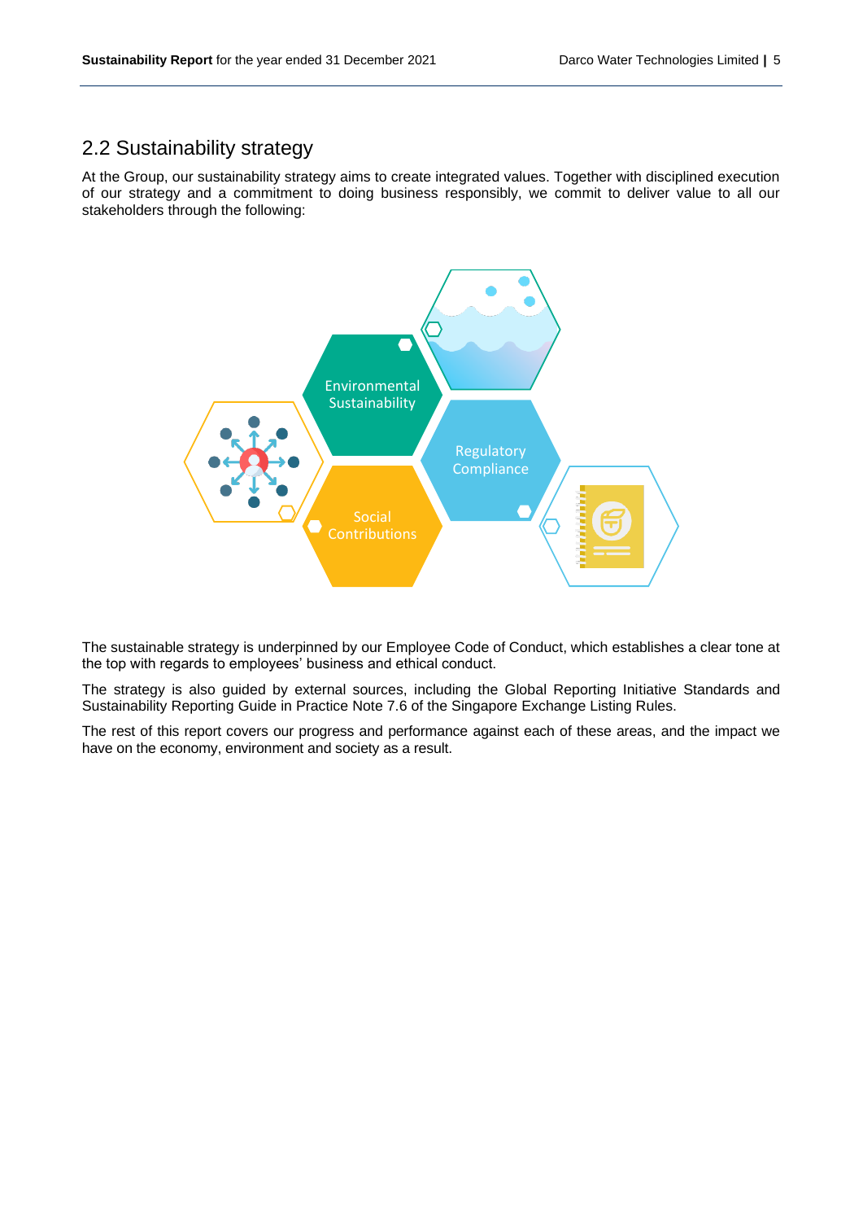## 2.2 Sustainability strategy

At the Group, our sustainability strategy aims to create integrated values. Together with disciplined execution of our strategy and a commitment to doing business responsibly, we commit to deliver value to all our stakeholders through the following:

Environmental Sustainability

Regulatory Compliance

Social Contributions

The sustainable strategy is underpinned by our Employee Code of Conduct, which establishes a clear tone at the top with regards to employees' business and ethical conduct.

The strategy is also guided by external sources, including the Global Reporting Initiative Standards and Sustainability Reporting Guide in Practice Note 7.6 of the Singapore Exchange Listing Rules.

The rest of this report covers our progress and performance against each of these areas, and the impact we have on the economy, environment and society as a result.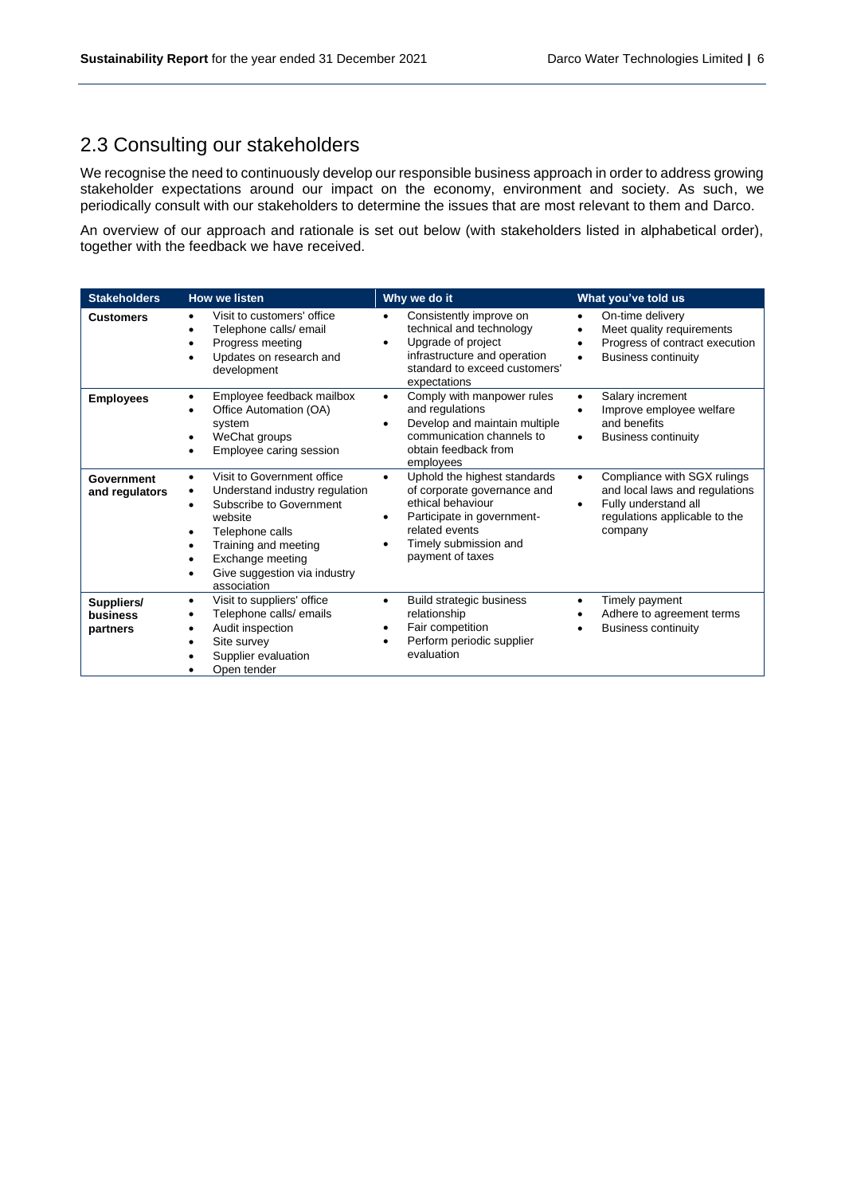## 2.3 Consulting our stakeholders

We recognise the need to continuously develop our responsible business approach in order to address growing stakeholder expectations around our impact on the economy, environment and society. As such, we periodically consult with our stakeholders to determine the issues that are most relevant to them and Darco.

An overview of our approach and rationale is set out below (with stakeholders listed in alphabetical order), together with the feedback we have received.

| Stakeholders | How we listen | Why we do it | What you've told us |
|---|---|---|---|
| **Customers** | • Visit to customers' office<br>• Telephone calls/ email<br>• Progress meeting<br>• Updates on research and development | • Consistently improve on technical and technology<br>• Upgrade of project infrastructure and operation standard to exceed customers' expectations | • On-time delivery<br>• Meet quality requirements<br>• Progress of contract execution<br>• Business continuity |
| **Employees** | • Employee feedback mailbox<br>• Office Automation (OA) system<br>• WeChat groups<br>• Employee caring session | • Comply with manpower rules and regulations<br>• Develop and maintain multiple communication channels to obtain feedback from employees | • Salary increment<br>• Improve employee welfare and benefits<br>• Business continuity |
| **Government and regulators** | • Visit to Government office<br>• Understand industry regulation<br>• Subscribe to Government website<br>• Telephone calls<br>• Training and meeting<br>• Exchange meeting<br>• Give suggestion via industry association | • Uphold the highest standards of corporate governance and ethical behaviour<br>• Participate in government-related events<br>• Timely submission and payment of taxes | • Compliance with SGX rulings and local laws and regulations<br>• Fully understand all regulations applicable to the company |
| **Suppliers/ business partners** | • Visit to suppliers' office<br>• Telephone calls/ emails<br>• Audit inspection<br>• Site survey<br>• Supplier evaluation<br>• Open tender | • Build strategic business relationship<br>• Fair competition<br>• Perform periodic supplier evaluation | • Timely payment<br>• Adhere to agreement terms<br>• Business continuity |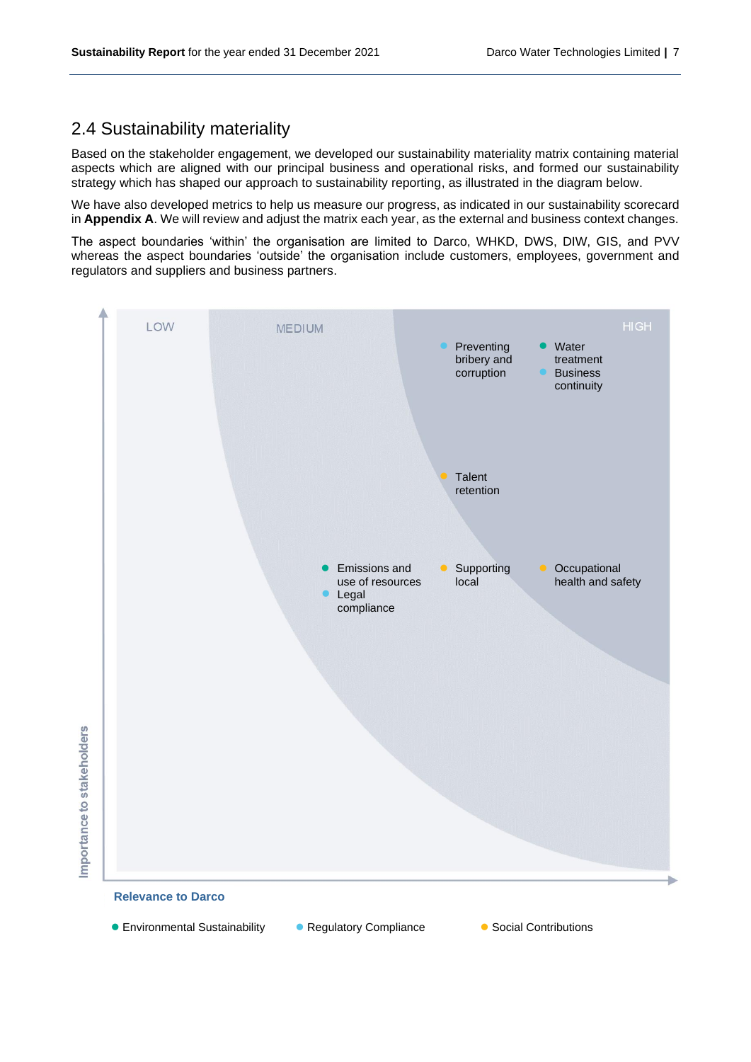## 2.4 Sustainability materiality

Based on the stakeholder engagement, we developed our sustainability materiality matrix containing material aspects which are aligned with our principal business and operational risks, and formed our sustainability strategy which has shaped our approach to sustainability reporting, as illustrated in the diagram below.

We have also developed metrics to help us measure our progress, as indicated in our sustainability scorecard in **Appendix A**. We will review and adjust the matrix each year, as the external and business context changes.

The aspect boundaries 'within' the organisation are limited to Darco, WHKD, DWS, DIW, GIS, and PVV whereas the aspect boundaries 'outside' the organisation include customers, employees, government and regulators and suppliers and business partners.

LOW | MEDIUM | HIGH

- Preventing bribery and corruption
- Water treatment
- Business continuity
- Talent retention
- Emissions and use of resources
- Legal compliance
- Supporting local
- Occupational health and safety

Importance to stakeholders

Relevance to Darco

- Environmental Sustainability
- Regulatory Compliance
- Social Contributions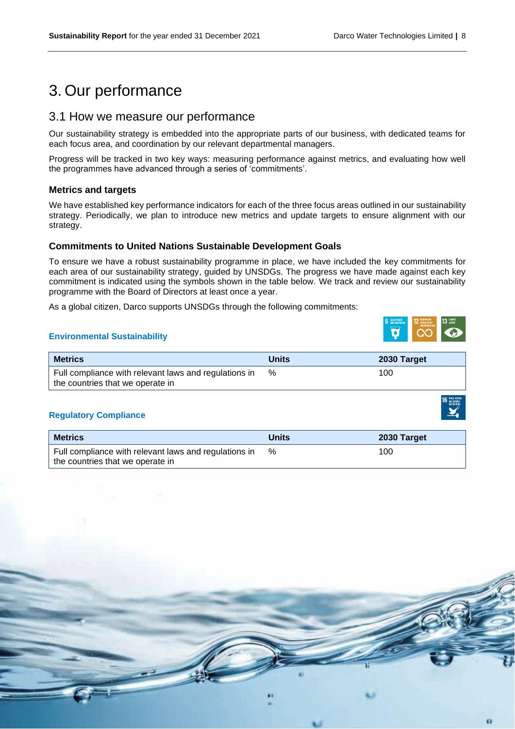# 3. Our performance

## 3.1 How we measure our performance

Our sustainability strategy is embedded into the appropriate parts of our business, with dedicated teams for each focus area, and coordination by our relevant departmental managers.

Progress will be tracked in two key ways: measuring performance against metrics, and evaluating how well the programmes have advanced through a series of 'commitments'.

### Metrics and targets

We have established key performance indicators for each of the three focus areas outlined in our sustainability strategy. Periodically, we plan to introduce new metrics and update targets to ensure alignment with our strategy.

### Commitments to United Nations Sustainable Development Goals

To ensure we have a robust sustainability programme in place, we have included the key commitments for each area of our sustainability strategy, guided by UNSDGs. The progress we have made against each key commitment is indicated using the symbols shown in the table below. We track and review our sustainability programme with the Board of Directors at least once a year.

As a global citizen, Darco supports UNSDGs through the following commitments:

**Environmental Sustainability**

| Metrics | Units | 2030 Target |
| --- | --- | --- |
| Full compliance with relevant laws and regulations in the countries that we operate in | % | 100 |

**Regulatory Compliance**

| Metrics | Units | 2030 Target |
| --- | --- | --- |
| Full compliance with relevant laws and regulations in the countries that we operate in | % | 100 |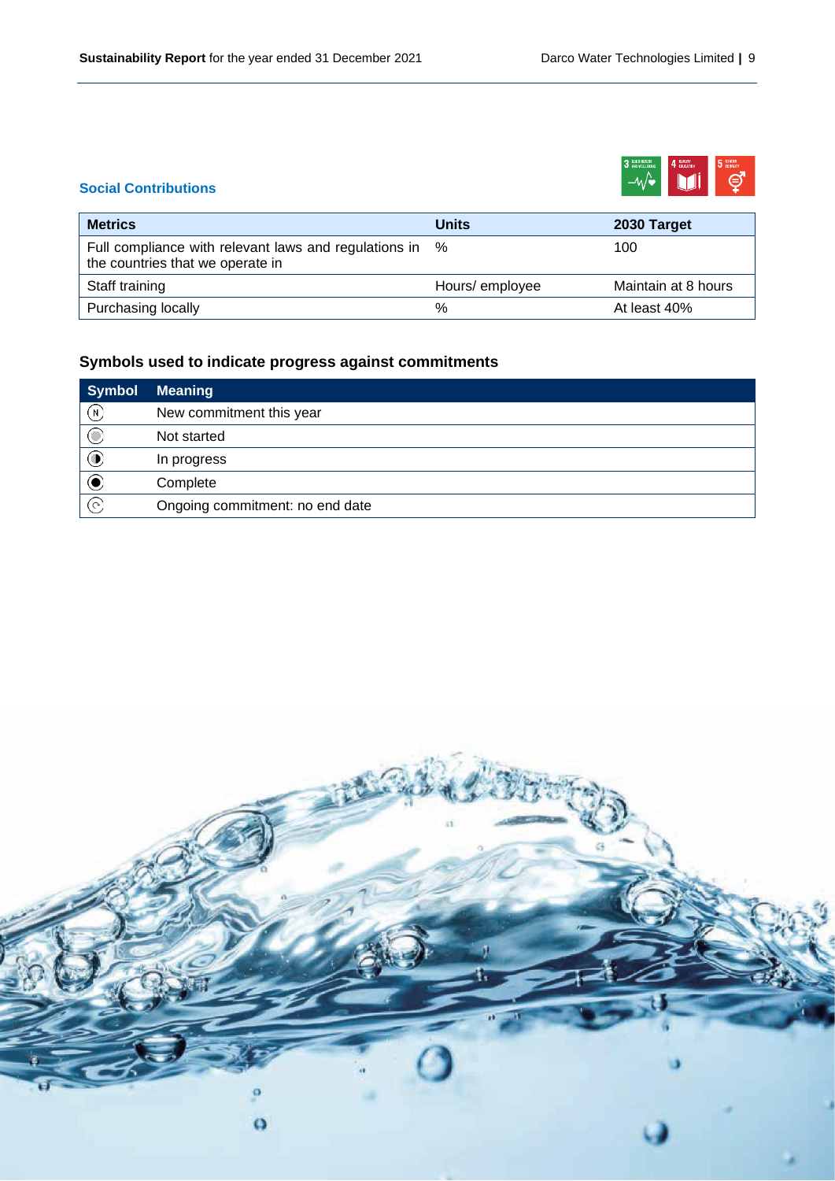### Social Contributions

| Metrics | Units | 2030 Target |
|---|---|---|
| Full compliance with relevant laws and regulations in the countries that we operate in | % | 100 |
| Staff training | Hours/ employee | Maintain at 8 hours |
| Purchasing locally | % | At least 40% |

### Symbols used to indicate progress against commitments

| Symbol | Meaning |
|---|---|
| Ⓝ | New commitment this year |
| ○ | Not started |
| ◑ | In progress |
| ◉ | Complete |
| ⓒ | Ongoing commitment: no end date |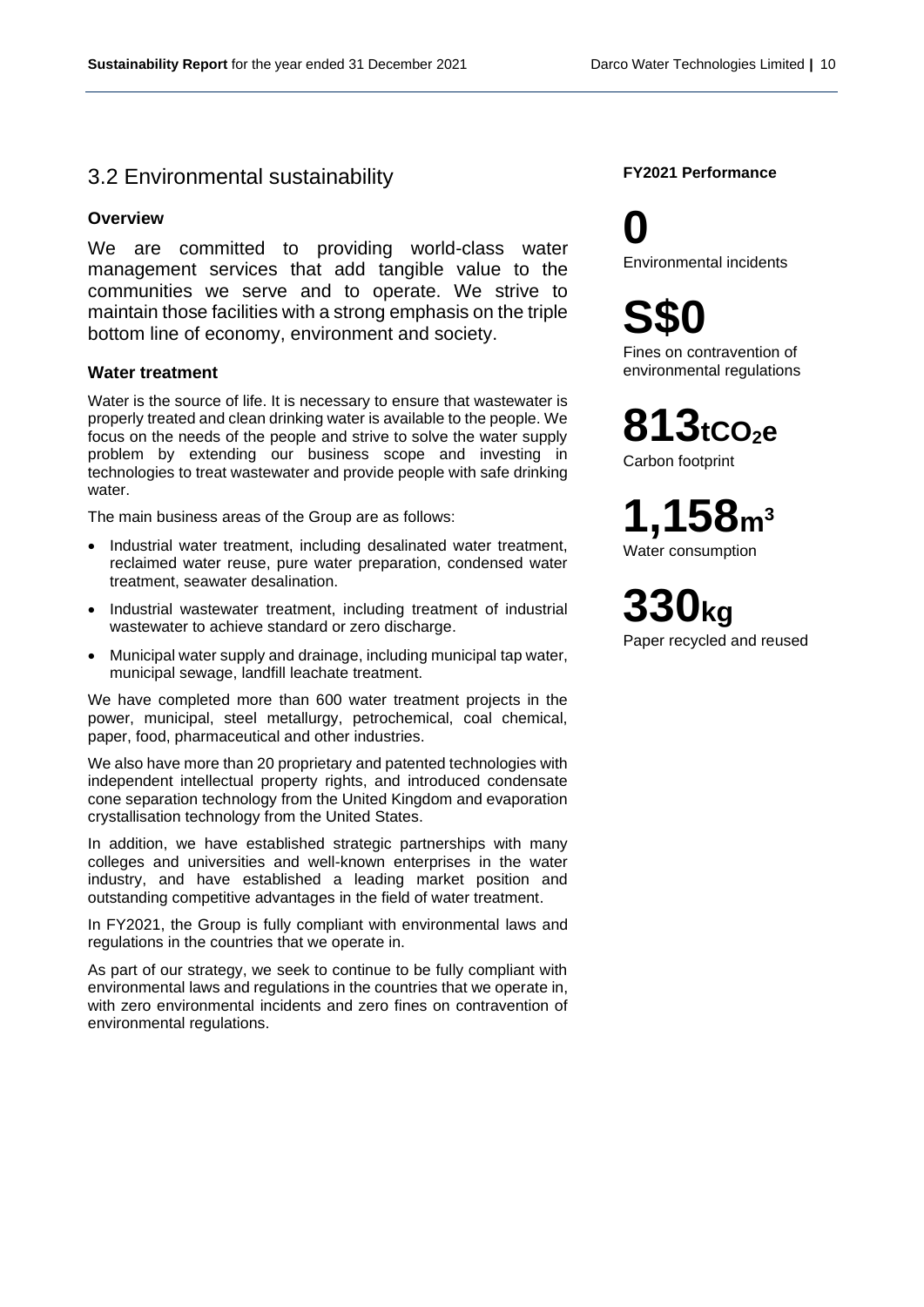## 3.2 Environmental sustainability

### Overview

We are committed to providing world-class water management services that add tangible value to the communities we serve and to operate. We strive to maintain those facilities with a strong emphasis on the triple bottom line of economy, environment and society.

### Water treatment

Water is the source of life. It is necessary to ensure that wastewater is properly treated and clean drinking water is available to the people. We focus on the needs of the people and strive to solve the water supply problem by extending our business scope and investing in technologies to treat wastewater and provide people with safe drinking water.

The main business areas of the Group are as follows:

- Industrial water treatment, including desalinated water treatment, reclaimed water reuse, pure water preparation, condensed water treatment, seawater desalination.
- Industrial wastewater treatment, including treatment of industrial wastewater to achieve standard or zero discharge.
- Municipal water supply and drainage, including municipal tap water, municipal sewage, landfill leachate treatment.

We have completed more than 600 water treatment projects in the power, municipal, steel metallurgy, petrochemical, coal chemical, paper, food, pharmaceutical and other industries.

We also have more than 20 proprietary and patented technologies with independent intellectual property rights, and introduced condensate cone separation technology from the United Kingdom and evaporation crystallisation technology from the United States.

In addition, we have established strategic partnerships with many colleges and universities and well-known enterprises in the water industry, and have established a leading market position and outstanding competitive advantages in the field of water treatment.

In FY2021, the Group is fully compliant with environmental laws and regulations in the countries that we operate in.

As part of our strategy, we seek to continue to be fully compliant with environmental laws and regulations in the countries that we operate in, with zero environmental incidents and zero fines on contravention of environmental regulations.

**FY2021 Performance**

**0**
Environmental incidents

**S$0**
Fines on contravention of environmental regulations

**813** $tCO_2e$
Carbon footprint

**1,158** $m^3$
Water consumption

**330** kg
Paper recycled and reused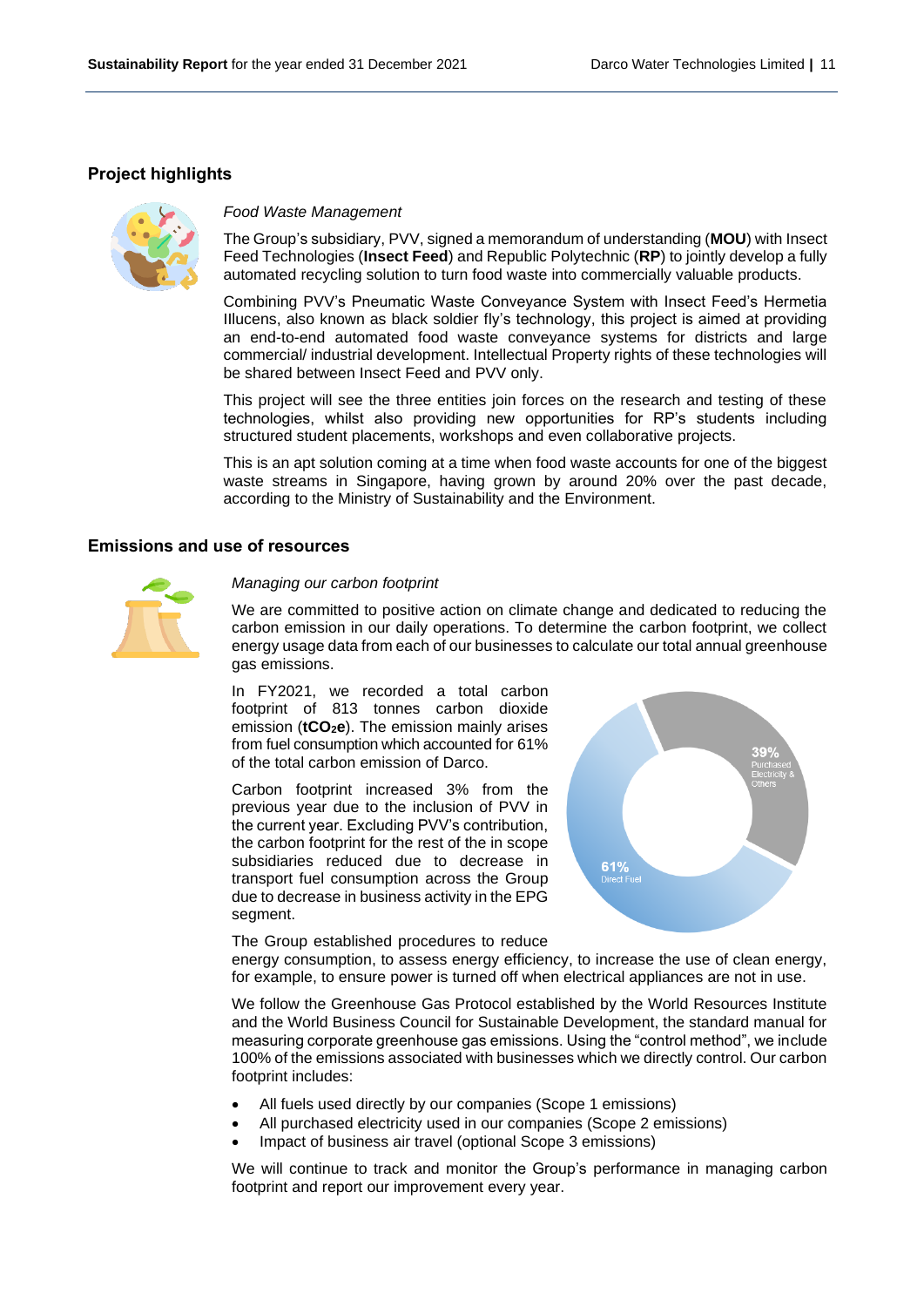## Project highlights

*Food Waste Management*

The Group's subsidiary, PVV, signed a memorandum of understanding (**MOU**) with Insect Feed Technologies (**Insect Feed**) and Republic Polytechnic (**RP**) to jointly develop a fully automated recycling solution to turn food waste into commercially valuable products.

Combining PVV's Pneumatic Waste Conveyance System with Insect Feed's Hermetia Illucens, also known as black soldier fly's technology, this project is aimed at providing an end-to-end automated food waste conveyance systems for districts and large commercial/ industrial development. Intellectual Property rights of these technologies will be shared between Insect Feed and PVV only.

This project will see the three entities join forces on the research and testing of these technologies, whilst also providing new opportunities for RP's students including structured student placements, workshops and even collaborative projects.

This is an apt solution coming at a time when food waste accounts for one of the biggest waste streams in Singapore, having grown by around 20% over the past decade, according to the Ministry of Sustainability and the Environment.

## Emissions and use of resources

*Managing our carbon footprint*

We are committed to positive action on climate change and dedicated to reducing the carbon emission in our daily operations. To determine the carbon footprint, we collect energy usage data from each of our businesses to calculate our total annual greenhouse gas emissions.

In FY2021, we recorded a total carbon footprint of 813 tonnes carbon dioxide emission (**$tCO_2e$**). The emission mainly arises from fuel consumption which accounted for 61% of the total carbon emission of Darco.

39% Purchased Electricity & Others

61% Direct Fuel

Carbon footprint increased 3% from the previous year due to the inclusion of PVV in the current year. Excluding PVV's contribution, the carbon footprint for the rest of the in scope subsidiaries reduced due to decrease in transport fuel consumption across the Group due to decrease in business activity in the EPG segment.

The Group established procedures to reduce energy consumption, to assess energy efficiency, to increase the use of clean energy, for example, to ensure power is turned off when electrical appliances are not in use.

We follow the Greenhouse Gas Protocol established by the World Resources Institute and the World Business Council for Sustainable Development, the standard manual for measuring corporate greenhouse gas emissions. Using the "control method", we include 100% of the emissions associated with businesses which we directly control. Our carbon footprint includes:

- All fuels used directly by our companies (Scope 1 emissions)
- All purchased electricity used in our companies (Scope 2 emissions)
- Impact of business air travel (optional Scope 3 emissions)

We will continue to track and monitor the Group's performance in managing carbon footprint and report our improvement every year.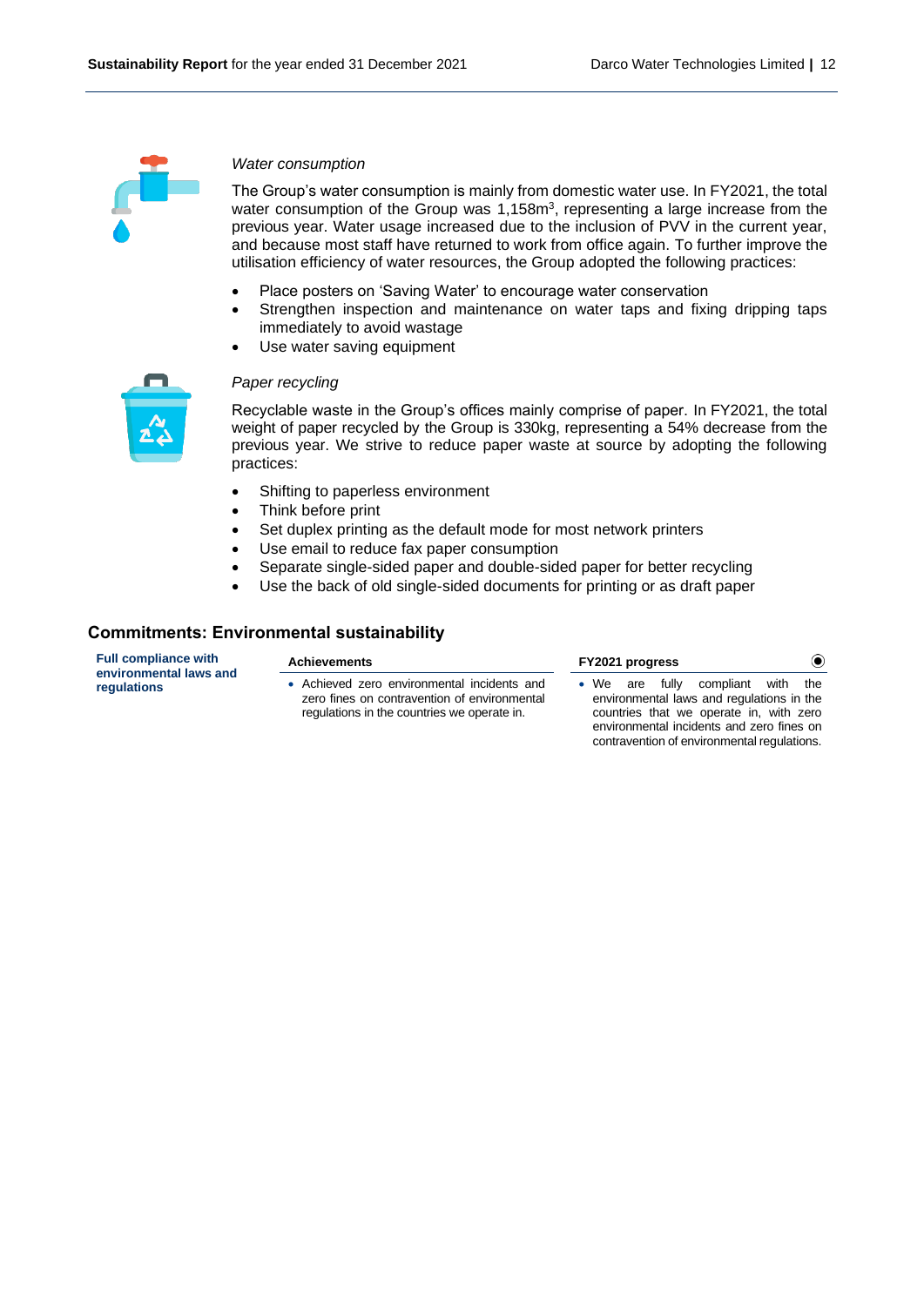*Water consumption*

The Group's water consumption is mainly from domestic water use. In FY2021, the total water consumption of the Group was 1,158m$^3$, representing a large increase from the previous year. Water usage increased due to the inclusion of PVV in the current year, and because most staff have returned to work from office again. To further improve the utilisation efficiency of water resources, the Group adopted the following practices:

- Place posters on 'Saving Water' to encourage water conservation
- Strengthen inspection and maintenance on water taps and fixing dripping taps immediately to avoid wastage
- Use water saving equipment

*Paper recycling*

Recyclable waste in the Group's offices mainly comprise of paper. In FY2021, the total weight of paper recycled by the Group is 330kg, representing a 54% decrease from the previous year. We strive to reduce paper waste at source by adopting the following practices:

- Shifting to paperless environment
- Think before print
- Set duplex printing as the default mode for most network printers
- Use email to reduce fax paper consumption
- Separate single-sided paper and double-sided paper for better recycling
- Use the back of old single-sided documents for printing or as draft paper

## Commitments: Environmental sustainability

| | Achievements | FY2021 progress ◉ |
|---|---|---|
| **Full compliance with environmental laws and regulations** | • Achieved zero environmental incidents and zero fines on contravention of environmental regulations in the countries we operate in. | • We are fully compliant with the environmental laws and regulations in the countries that we operate in, with zero environmental incidents and zero fines on contravention of environmental regulations. |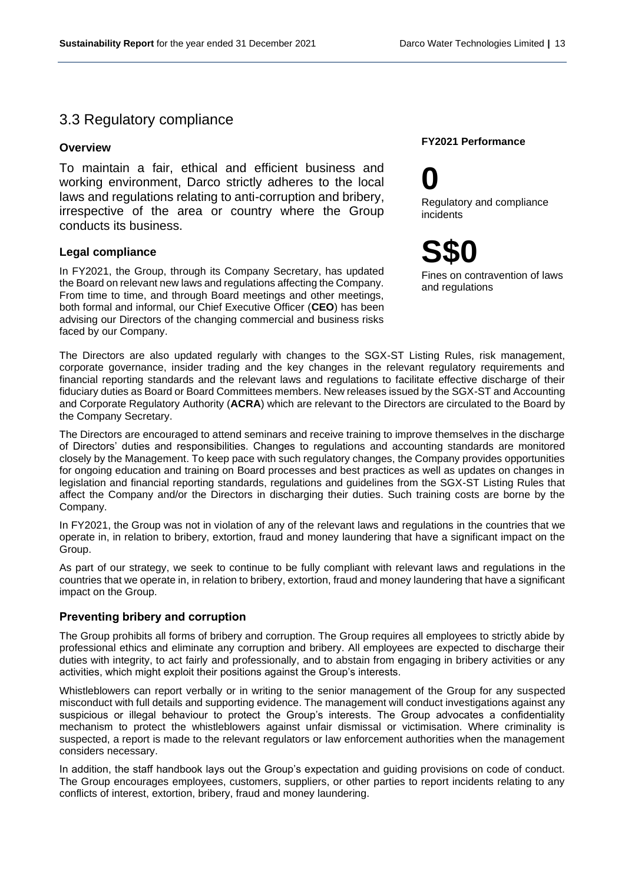## 3.3 Regulatory compliance

### Overview

To maintain a fair, ethical and efficient business and working environment, Darco strictly adheres to the local laws and regulations relating to anti-corruption and bribery, irrespective of the area or country where the Group conducts its business.

**FY2021 Performance**

**0**

Regulatory and compliance incidents

**S$0**

Fines on contravention of laws and regulations

### Legal compliance

In FY2021, the Group, through its Company Secretary, has updated the Board on relevant new laws and regulations affecting the Company. From time to time, and through Board meetings and other meetings, both formal and informal, our Chief Executive Officer (**CEO**) has been advising our Directors of the changing commercial and business risks faced by our Company.

The Directors are also updated regularly with changes to the SGX-ST Listing Rules, risk management, corporate governance, insider trading and the key changes in the relevant regulatory requirements and financial reporting standards and the relevant laws and regulations to facilitate effective discharge of their fiduciary duties as Board or Board Committees members. New releases issued by the SGX-ST and Accounting and Corporate Regulatory Authority (**ACRA**) which are relevant to the Directors are circulated to the Board by the Company Secretary.

The Directors are encouraged to attend seminars and receive training to improve themselves in the discharge of Directors' duties and responsibilities. Changes to regulations and accounting standards are monitored closely by the Management. To keep pace with such regulatory changes, the Company provides opportunities for ongoing education and training on Board processes and best practices as well as updates on changes in legislation and financial reporting standards, regulations and guidelines from the SGX-ST Listing Rules that affect the Company and/or the Directors in discharging their duties. Such training costs are borne by the Company.

In FY2021, the Group was not in violation of any of the relevant laws and regulations in the countries that we operate in, in relation to bribery, extortion, fraud and money laundering that have a significant impact on the Group.

As part of our strategy, we seek to continue to be fully compliant with relevant laws and regulations in the countries that we operate in, in relation to bribery, extortion, fraud and money laundering that have a significant impact on the Group.

### Preventing bribery and corruption

The Group prohibits all forms of bribery and corruption. The Group requires all employees to strictly abide by professional ethics and eliminate any corruption and bribery. All employees are expected to discharge their duties with integrity, to act fairly and professionally, and to abstain from engaging in bribery activities or any activities, which might exploit their positions against the Group's interests.

Whistleblowers can report verbally or in writing to the senior management of the Group for any suspected misconduct with full details and supporting evidence. The management will conduct investigations against any suspicious or illegal behaviour to protect the Group's interests. The Group advocates a confidentiality mechanism to protect the whistleblowers against unfair dismissal or victimisation. Where criminality is suspected, a report is made to the relevant regulators or law enforcement authorities when the management considers necessary.

In addition, the staff handbook lays out the Group's expectation and guiding provisions on code of conduct. The Group encourages employees, customers, suppliers, or other parties to report incidents relating to any conflicts of interest, extortion, bribery, fraud and money laundering.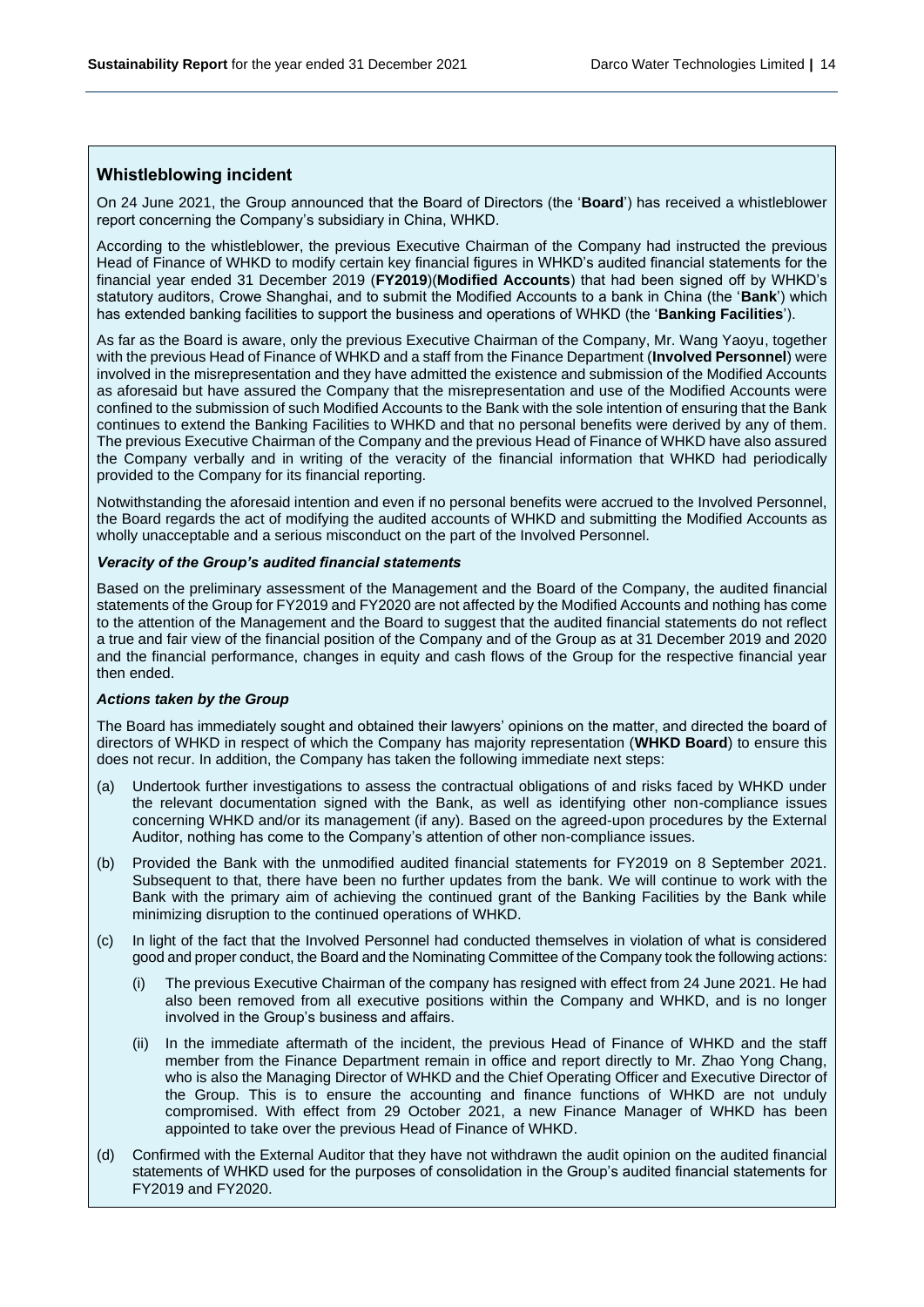## Whistleblowing incident

On 24 June 2021, the Group announced that the Board of Directors (the '**Board**') has received a whistleblower report concerning the Company's subsidiary in China, WHKD.

According to the whistleblower, the previous Executive Chairman of the Company had instructed the previous Head of Finance of WHKD to modify certain key financial figures in WHKD's audited financial statements for the financial year ended 31 December 2019 (**FY2019**)(**Modified Accounts**) that had been signed off by WHKD's statutory auditors, Crowe Shanghai, and to submit the Modified Accounts to a bank in China (the '**Bank**') which has extended banking facilities to support the business and operations of WHKD (the '**Banking Facilities**').

As far as the Board is aware, only the previous Executive Chairman of the Company, Mr. Wang Yaoyu, together with the previous Head of Finance of WHKD and a staff from the Finance Department (**Involved Personnel**) were involved in the misrepresentation and they have admitted the existence and submission of the Modified Accounts as aforesaid but have assured the Company that the misrepresentation and use of the Modified Accounts were confined to the submission of such Modified Accounts to the Bank with the sole intention of ensuring that the Bank continues to extend the Banking Facilities to WHKD and that no personal benefits were derived by any of them. The previous Executive Chairman of the Company and the previous Head of Finance of WHKD have also assured the Company verbally and in writing of the veracity of the financial information that WHKD had periodically provided to the Company for its financial reporting.

Notwithstanding the aforesaid intention and even if no personal benefits were accrued to the Involved Personnel, the Board regards the act of modifying the audited accounts of WHKD and submitting the Modified Accounts as wholly unacceptable and a serious misconduct on the part of the Involved Personnel.

***Veracity of the Group's audited financial statements***

Based on the preliminary assessment of the Management and the Board of the Company, the audited financial statements of the Group for FY2019 and FY2020 are not affected by the Modified Accounts and nothing has come to the attention of the Management and the Board to suggest that the audited financial statements do not reflect a true and fair view of the financial position of the Company and of the Group as at 31 December 2019 and 2020 and the financial performance, changes in equity and cash flows of the Group for the respective financial year then ended.

***Actions taken by the Group***

The Board has immediately sought and obtained their lawyers' opinions on the matter, and directed the board of directors of WHKD in respect of which the Company has majority representation (**WHKD Board**) to ensure this does not recur. In addition, the Company has taken the following immediate next steps:

(a) Undertook further investigations to assess the contractual obligations of and risks faced by WHKD under the relevant documentation signed with the Bank, as well as identifying other non-compliance issues concerning WHKD and/or its management (if any). Based on the agreed-upon procedures by the External Auditor, nothing has come to the Company's attention of other non-compliance issues.

(b) Provided the Bank with the unmodified audited financial statements for FY2019 on 8 September 2021. Subsequent to that, there have been no further updates from the bank. We will continue to work with the Bank with the primary aim of achieving the continued grant of the Banking Facilities by the Bank while minimizing disruption to the continued operations of WHKD.

(c) In light of the fact that the Involved Personnel had conducted themselves in violation of what is considered good and proper conduct, the Board and the Nominating Committee of the Company took the following actions:

   (i) The previous Executive Chairman of the company has resigned with effect from 24 June 2021. He had also been removed from all executive positions within the Company and WHKD, and is no longer involved in the Group's business and affairs.

   (ii) In the immediate aftermath of the incident, the previous Head of Finance of WHKD and the staff member from the Finance Department remain in office and report directly to Mr. Zhao Yong Chang, who is also the Managing Director of WHKD and the Chief Operating Officer and Executive Director of the Group. This is to ensure the accounting and finance functions of WHKD are not unduly compromised. With effect from 29 October 2021, a new Finance Manager of WHKD has been appointed to take over the previous Head of Finance of WHKD.

(d) Confirmed with the External Auditor that they have not withdrawn the audit opinion on the audited financial statements of WHKD used for the purposes of consolidation in the Group's audited financial statements for FY2019 and FY2020.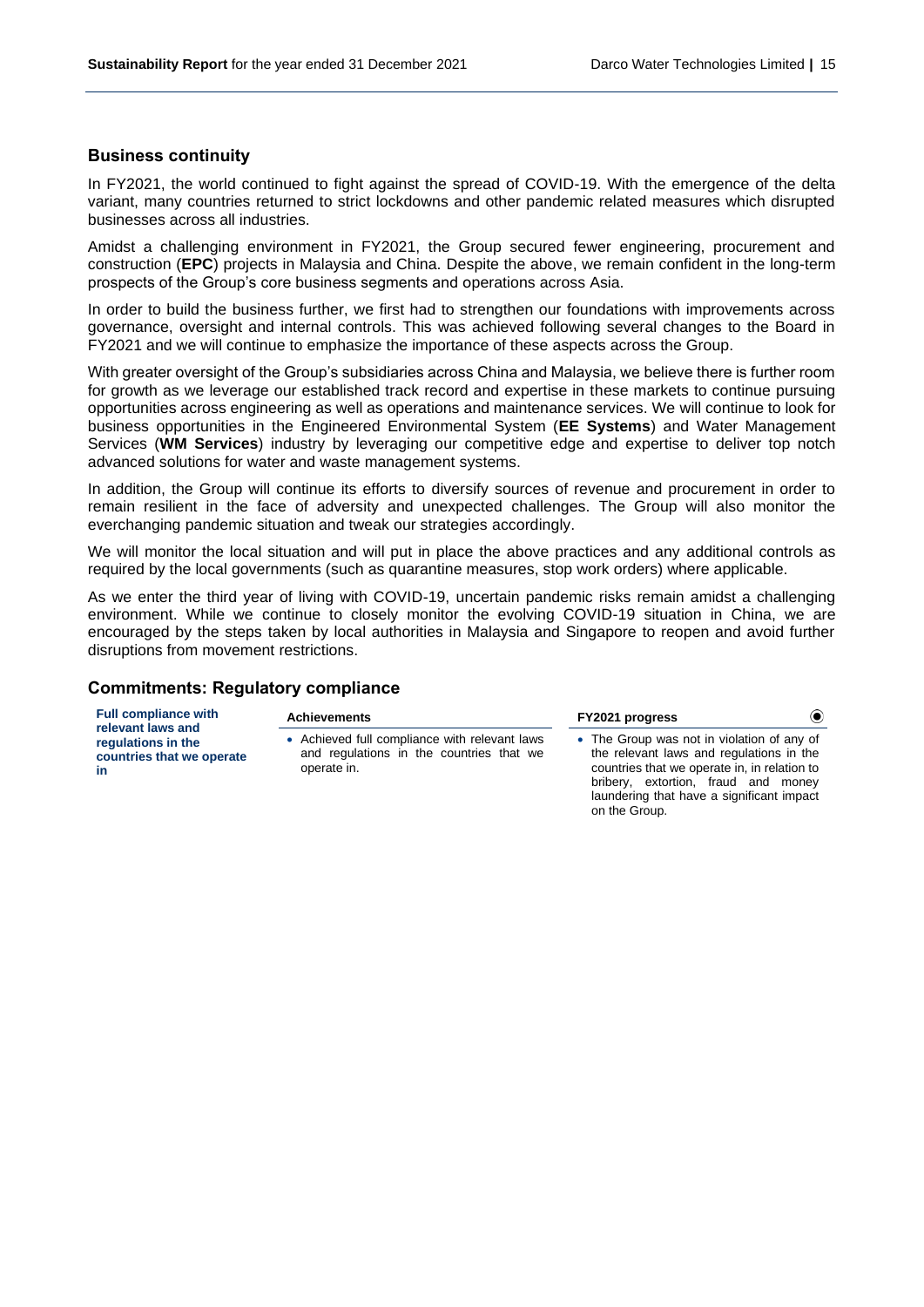## Business continuity

In FY2021, the world continued to fight against the spread of COVID-19. With the emergence of the delta variant, many countries returned to strict lockdowns and other pandemic related measures which disrupted businesses across all industries.

Amidst a challenging environment in FY2021, the Group secured fewer engineering, procurement and construction (**EPC**) projects in Malaysia and China. Despite the above, we remain confident in the long-term prospects of the Group's core business segments and operations across Asia.

In order to build the business further, we first had to strengthen our foundations with improvements across governance, oversight and internal controls. This was achieved following several changes to the Board in FY2021 and we will continue to emphasize the importance of these aspects across the Group.

With greater oversight of the Group's subsidiaries across China and Malaysia, we believe there is further room for growth as we leverage our established track record and expertise in these markets to continue pursuing opportunities across engineering as well as operations and maintenance services. We will continue to look for business opportunities in the Engineered Environmental System (**EE Systems**) and Water Management Services (**WM Services**) industry by leveraging our competitive edge and expertise to deliver top notch advanced solutions for water and waste management systems.

In addition, the Group will continue its efforts to diversify sources of revenue and procurement in order to remain resilient in the face of adversity and unexpected challenges. The Group will also monitor the everchanging pandemic situation and tweak our strategies accordingly.

We will monitor the local situation and will put in place the above practices and any additional controls as required by the local governments (such as quarantine measures, stop work orders) where applicable.

As we enter the third year of living with COVID-19, uncertain pandemic risks remain amidst a challenging environment. While we continue to closely monitor the evolving COVID-19 situation in China, we are encouraged by the steps taken by local authorities in Malaysia and Singapore to reopen and avoid further disruptions from movement restrictions.

## Commitments: Regulatory compliance

| | Achievements | FY2021 progress |
|---|---|---|
| **Full compliance with relevant laws and regulations in the countries that we operate in** | • Achieved full compliance with relevant laws and regulations in the countries that we operate in. | • The Group was not in violation of any of the relevant laws and regulations in the countries that we operate in, in relation to bribery, extortion, fraud and money laundering that have a significant impact on the Group. |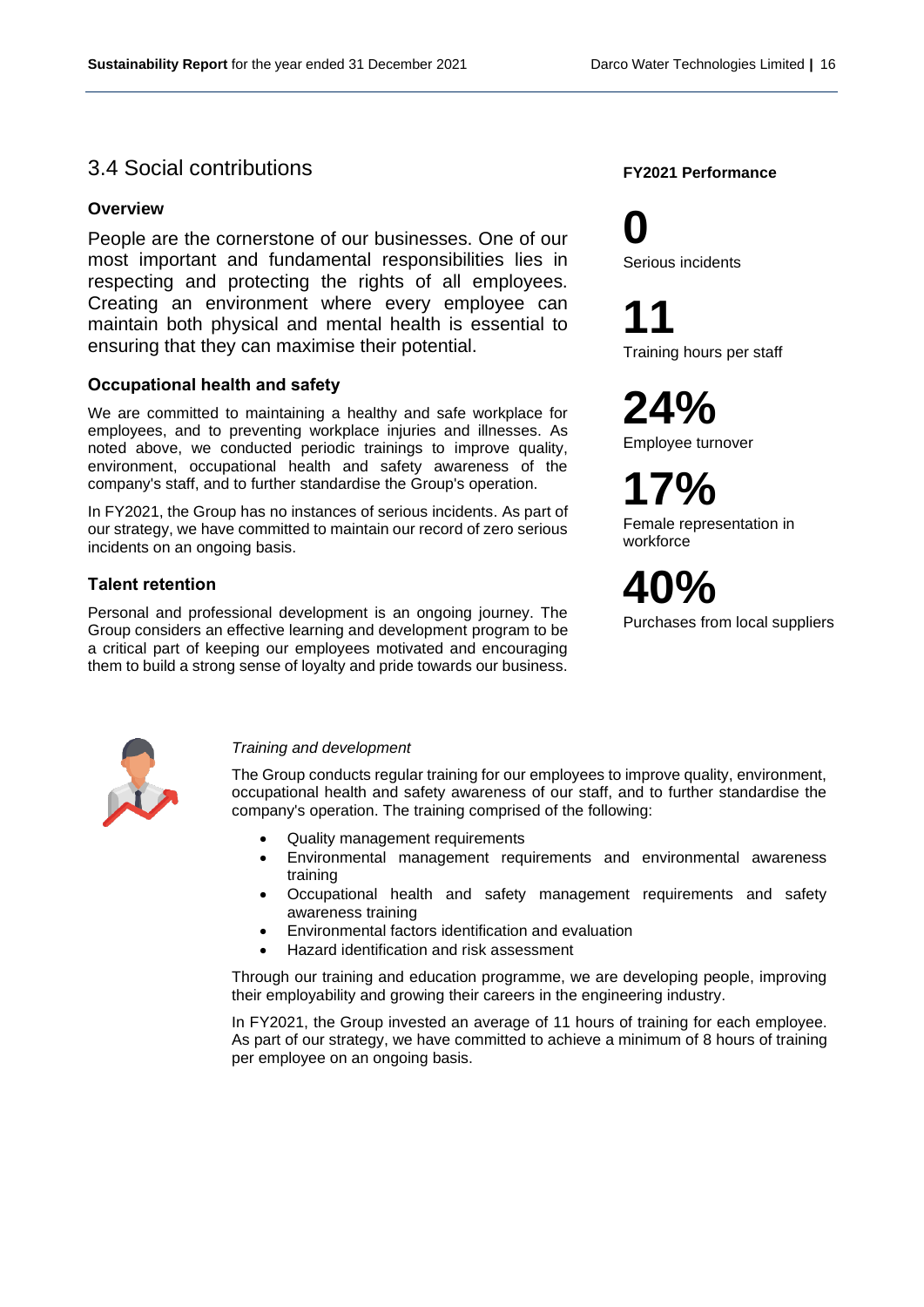## 3.4 Social contributions

### Overview

People are the cornerstone of our businesses. One of our most important and fundamental responsibilities lies in respecting and protecting the rights of all employees. Creating an environment where every employee can maintain both physical and mental health is essential to ensuring that they can maximise their potential.

### Occupational health and safety

We are committed to maintaining a healthy and safe workplace for employees, and to preventing workplace injuries and illnesses. As noted above, we conducted periodic trainings to improve quality, environment, occupational health and safety awareness of the company's staff, and to further standardise the Group's operation.

In FY2021, the Group has no instances of serious incidents. As part of our strategy, we have committed to maintain our record of zero serious incidents on an ongoing basis.

### Talent retention

Personal and professional development is an ongoing journey. The Group considers an effective learning and development program to be a critical part of keeping our employees motivated and encouraging them to build a strong sense of loyalty and pride towards our business.

**FY2021 Performance**

**0**
Serious incidents

**11**
Training hours per staff

**24%**
Employee turnover

**17%**
Female representation in workforce

**40%**
Purchases from local suppliers

*Training and development*

The Group conducts regular training for our employees to improve quality, environment, occupational health and safety awareness of our staff, and to further standardise the company's operation. The training comprised of the following:

- Quality management requirements
- Environmental management requirements and environmental awareness training
- Occupational health and safety management requirements and safety awareness training
- Environmental factors identification and evaluation
- Hazard identification and risk assessment

Through our training and education programme, we are developing people, improving their employability and growing their careers in the engineering industry.

In FY2021, the Group invested an average of 11 hours of training for each employee. As part of our strategy, we have committed to achieve a minimum of 8 hours of training per employee on an ongoing basis.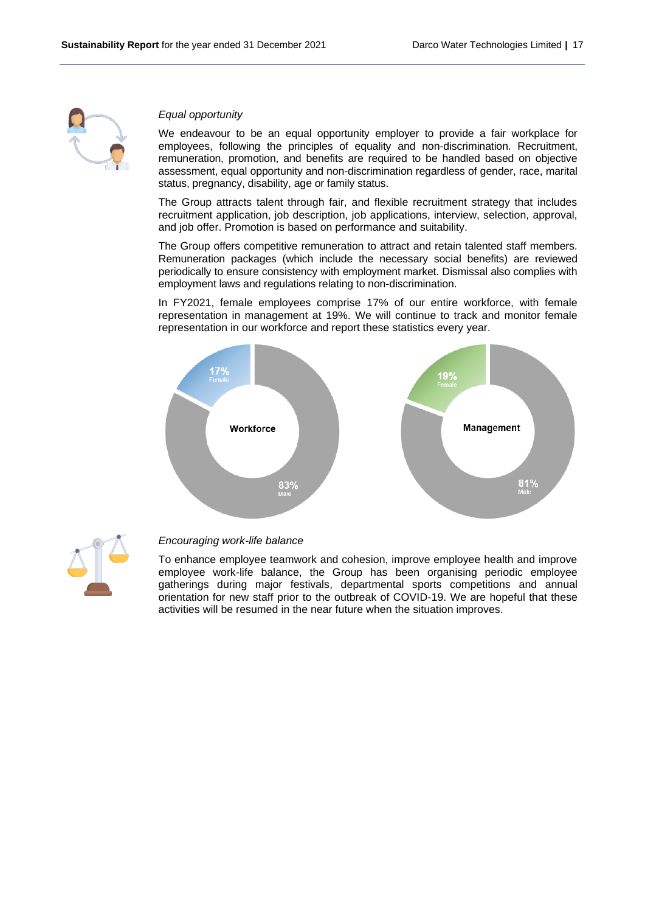*Equal opportunity*

We endeavour to be an equal opportunity employer to provide a fair workplace for employees, following the principles of equality and non-discrimination. Recruitment, remuneration, promotion, and benefits are required to be handled based on objective assessment, equal opportunity and non-discrimination regardless of gender, race, marital status, pregnancy, disability, age or family status.

The Group attracts talent through fair, and flexible recruitment strategy that includes recruitment application, job description, job applications, interview, selection, approval, and job offer. Promotion is based on performance and suitability.

The Group offers competitive remuneration to attract and retain talented staff members. Remuneration packages (which include the necessary social benefits) are reviewed periodically to ensure consistency with employment market. Dismissal also complies with employment laws and regulations relating to non-discrimination.

In FY2021, female employees comprise 17% of our entire workforce, with female representation in management at 19%. We will continue to track and monitor female representation in our workforce and report these statistics every year.

**Workforce**: 17% Female, 83% Male

**Management**: 19% Female, 81% Male

*Encouraging work-life balance*

To enhance employee teamwork and cohesion, improve employee health and improve employee work-life balance, the Group has been organising periodic employee gatherings during major festivals, departmental sports competitions and annual orientation for new staff prior to the outbreak of COVID-19. We are hopeful that these activities will be resumed in the near future when the situation improves.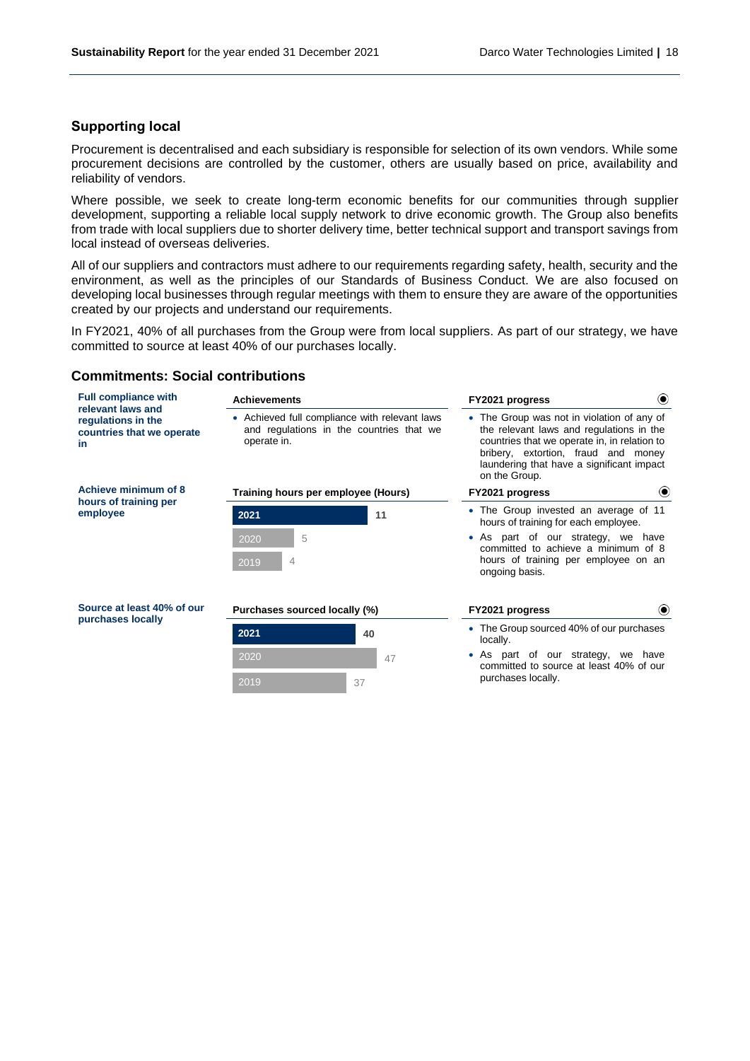## Supporting local

Procurement is decentralised and each subsidiary is responsible for selection of its own vendors. While some procurement decisions are controlled by the customer, others are usually based on price, availability and reliability of vendors.

Where possible, we seek to create long-term economic benefits for our communities through supplier development, supporting a reliable local supply network to drive economic growth. The Group also benefits from trade with local suppliers due to shorter delivery time, better technical support and transport savings from local instead of overseas deliveries.

All of our suppliers and contractors must adhere to our requirements regarding safety, health, security and the environment, as well as the principles of our Standards of Business Conduct. We are also focused on developing local businesses through regular meetings with them to ensure they are aware of the opportunities created by our projects and understand our requirements.

In FY2021, 40% of all purchases from the Group were from local suppliers. As part of our strategy, we have committed to source at least 40% of our purchases locally.

## Commitments: Social contributions

**Full compliance with relevant laws and regulations in the countries that we operate in**

**Achievements**

- Achieved full compliance with relevant laws and regulations in the countries that we operate in.

**FY2021 progress**

- The Group was not in violation of any of the relevant laws and regulations in the countries that we operate in, in relation to bribery, extortion, fraud and money laundering that have a significant impact on the Group.

**Achieve minimum of 8 hours of training per employee**

**Training hours per employee (Hours)**

| Year | Hours |
|---|---|
| 2021 | 11 |
| 2020 | 5 |
| 2019 | 4 |

**FY2021 progress**

- The Group invested an average of 11 hours of training for each employee.
- As part of our strategy, we have committed to achieve a minimum of 8 hours of training per employee on an ongoing basis.

**Source at least 40% of our purchases locally**

**Purchases sourced locally (%)**

| Year | % |
|---|---|
| 2021 | 40 |
| 2020 | 47 |
| 2019 | 37 |

**FY2021 progress**

- The Group sourced 40% of our purchases locally.
- As part of our strategy, we have committed to source at least 40% of our purchases locally.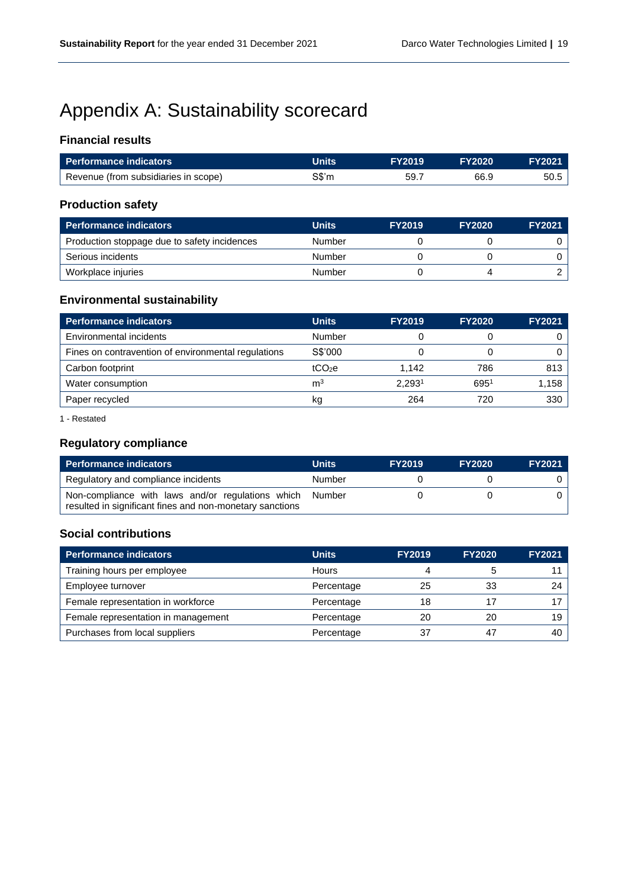# Appendix A: Sustainability scorecard

## Financial results

| Performance indicators | Units | FY2019 | FY2020 | FY2021 |
|---|---|---|---|---|
| Revenue (from subsidiaries in scope) | S$'m | 59.7 | 66.9 | 50.5 |

## Production safety

| Performance indicators | Units | FY2019 | FY2020 | FY2021 |
|---|---|---|---|---|
| Production stoppage due to safety incidences | Number | 0 | 0 | 0 |
| Serious incidents | Number | 0 | 0 | 0 |
| Workplace injuries | Number | 0 | 4 | 2 |

## Environmental sustainability

| Performance indicators | Units | FY2019 | FY2020 | FY2021 |
|---|---|---|---|---|
| Environmental incidents | Number | 0 | 0 | 0 |
| Fines on contravention of environmental regulations | S$'000 | 0 | 0 | 0 |
| Carbon footprint | $tCO_2e$ | 1,142 | 786 | 813 |
| Water consumption | $m^3$ | 2,293[1] | 695[1] | 1,158 |
| Paper recycled | kg | 264 | 720 | 330 |

1 - Restated

## Regulatory compliance

| Performance indicators | Units | FY2019 | FY2020 | FY2021 |
|---|---|---|---|---|
| Regulatory and compliance incidents | Number | 0 | 0 | 0 |
| Non-compliance with laws and/or regulations which resulted in significant fines and non-monetary sanctions | Number | 0 | 0 | 0 |

## Social contributions

| Performance indicators | Units | FY2019 | FY2020 | FY2021 |
|---|---|---|---|---|
| Training hours per employee | Hours | 4 | 5 | 11 |
| Employee turnover | Percentage | 25 | 33 | 24 |
| Female representation in workforce | Percentage | 18 | 17 | 17 |
| Female representation in management | Percentage | 20 | 20 | 19 |
| Purchases from local suppliers | Percentage | 37 | 47 | 40 |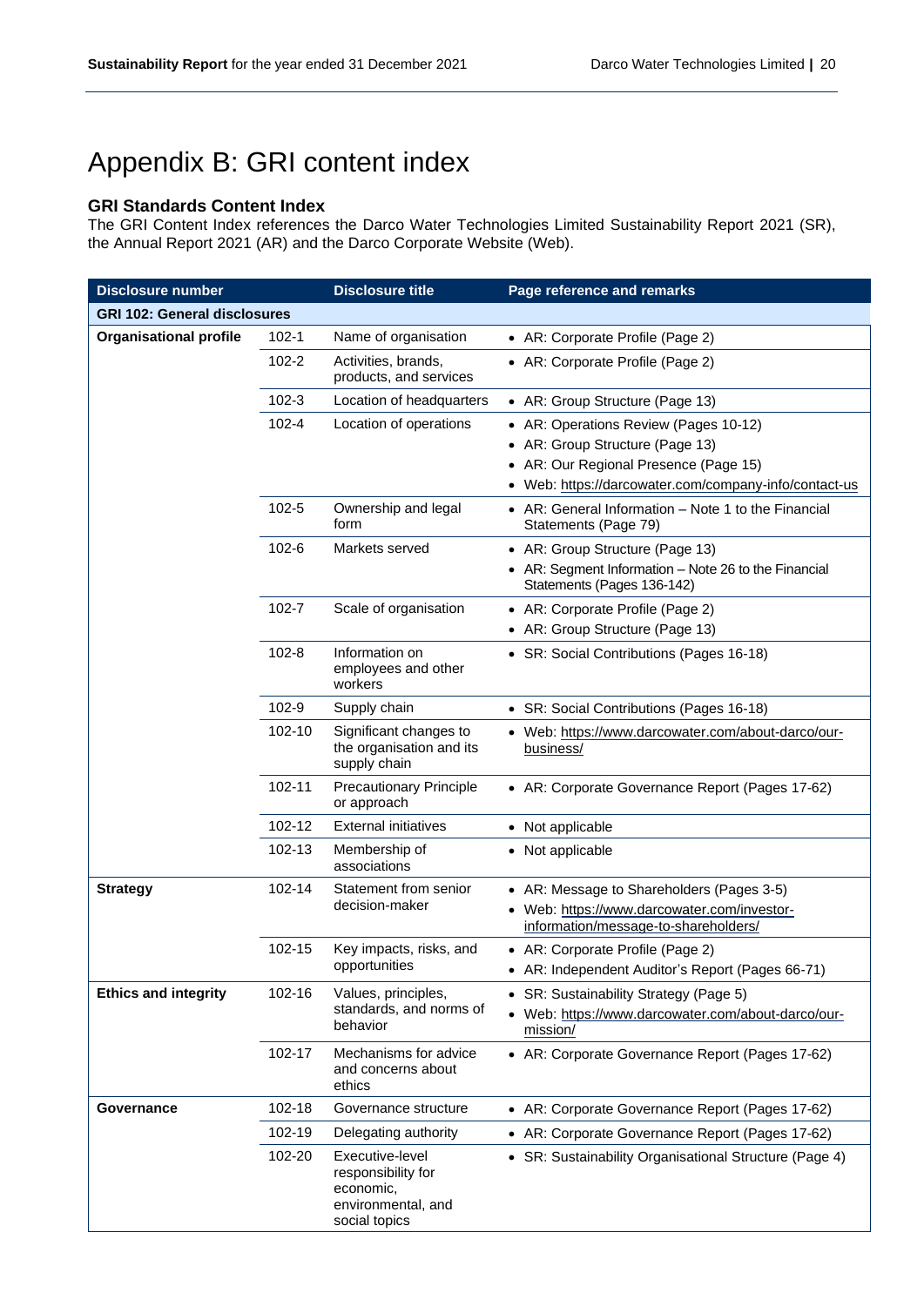# Appendix B: GRI content index

### GRI Standards Content Index

The GRI Content Index references the Darco Water Technologies Limited Sustainability Report 2021 (SR), the Annual Report 2021 (AR) and the Darco Corporate Website (Web).

| Disclosure number | | Disclosure title | Page reference and remarks |
|---|---|---|---|
| **GRI 102: General disclosures** | | | |
| **Organisational profile** | 102-1 | Name of organisation | • AR: Corporate Profile (Page 2) |
| | 102-2 | Activities, brands, products, and services | • AR: Corporate Profile (Page 2) |
| | 102-3 | Location of headquarters | • AR: Group Structure (Page 13) |
| | 102-4 | Location of operations | • AR: Operations Review (Pages 10-12)<br>• AR: Group Structure (Page 13)<br>• AR: Our Regional Presence (Page 15)<br>• Web: https://darcowater.com/company-info/contact-us |
| | 102-5 | Ownership and legal form | • AR: General Information – Note 1 to the Financial Statements (Page 79) |
| | 102-6 | Markets served | • AR: Group Structure (Page 13)<br>• AR: Segment Information – Note 26 to the Financial Statements (Pages 136-142) |
| | 102-7 | Scale of organisation | • AR: Corporate Profile (Page 2)<br>• AR: Group Structure (Page 13) |
| | 102-8 | Information on employees and other workers | • SR: Social Contributions (Pages 16-18) |
| | 102-9 | Supply chain | • SR: Social Contributions (Pages 16-18) |
| | 102-10 | Significant changes to the organisation and its supply chain | • Web: https://www.darcowater.com/about-darco/our-business/ |
| | 102-11 | Precautionary Principle or approach | • AR: Corporate Governance Report (Pages 17-62) |
| | 102-12 | External initiatives | • Not applicable |
| | 102-13 | Membership of associations | • Not applicable |
| **Strategy** | 102-14 | Statement from senior decision-maker | • AR: Message to Shareholders (Pages 3-5)<br>• Web: https://www.darcowater.com/investor-information/message-to-shareholders/ |
| | 102-15 | Key impacts, risks, and opportunities | • AR: Corporate Profile (Page 2)<br>• AR: Independent Auditor's Report (Pages 66-71) |
| **Ethics and integrity** | 102-16 | Values, principles, standards, and norms of behavior | • SR: Sustainability Strategy (Page 5)<br>• Web: https://www.darcowater.com/about-darco/our-mission/ |
| | 102-17 | Mechanisms for advice and concerns about ethics | • AR: Corporate Governance Report (Pages 17-62) |
| **Governance** | 102-18 | Governance structure | • AR: Corporate Governance Report (Pages 17-62) |
| | 102-19 | Delegating authority | • AR: Corporate Governance Report (Pages 17-62) |
| | 102-20 | Executive-level responsibility for economic, environmental, and social topics | • SR: Sustainability Organisational Structure (Page 4) |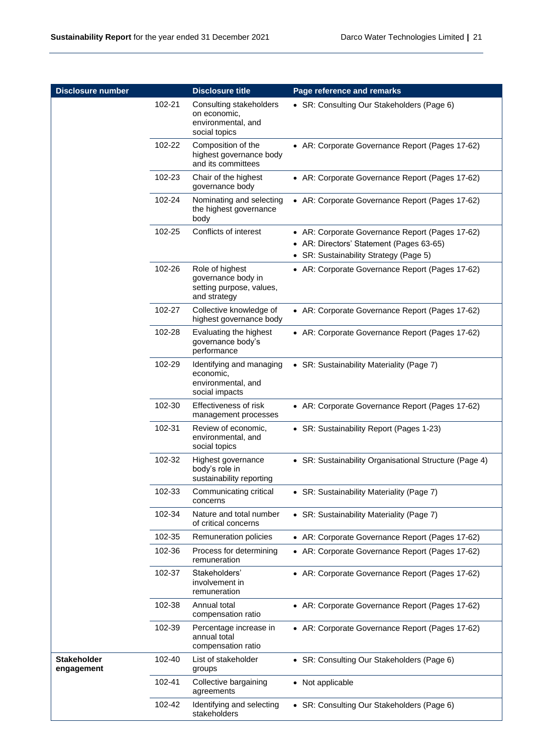| Disclosure number | | Disclosure title | Page reference and remarks |
|---|---|---|---|
| | 102-21 | Consulting stakeholders on economic, environmental, and social topics | • SR: Consulting Our Stakeholders (Page 6) |
| | 102-22 | Composition of the highest governance body and its committees | • AR: Corporate Governance Report (Pages 17-62) |
| | 102-23 | Chair of the highest governance body | • AR: Corporate Governance Report (Pages 17-62) |
| | 102-24 | Nominating and selecting the highest governance body | • AR: Corporate Governance Report (Pages 17-62) |
| | 102-25 | Conflicts of interest | • AR: Corporate Governance Report (Pages 17-62)<br>• AR: Directors' Statement (Pages 63-65)<br>• SR: Sustainability Strategy (Page 5) |
| | 102-26 | Role of highest governance body in setting purpose, values, and strategy | • AR: Corporate Governance Report (Pages 17-62) |
| | 102-27 | Collective knowledge of highest governance body | • AR: Corporate Governance Report (Pages 17-62) |
| | 102-28 | Evaluating the highest governance body's performance | • AR: Corporate Governance Report (Pages 17-62) |
| | 102-29 | Identifying and managing economic, environmental, and social impacts | • SR: Sustainability Materiality (Page 7) |
| | 102-30 | Effectiveness of risk management processes | • AR: Corporate Governance Report (Pages 17-62) |
| | 102-31 | Review of economic, environmental, and social topics | • SR: Sustainability Report (Pages 1-23) |
| | 102-32 | Highest governance body's role in sustainability reporting | • SR: Sustainability Organisational Structure (Page 4) |
| | 102-33 | Communicating critical concerns | • SR: Sustainability Materiality (Page 7) |
| | 102-34 | Nature and total number of critical concerns | • SR: Sustainability Materiality (Page 7) |
| | 102-35 | Remuneration policies | • AR: Corporate Governance Report (Pages 17-62) |
| | 102-36 | Process for determining remuneration | • AR: Corporate Governance Report (Pages 17-62) |
| | 102-37 | Stakeholders' involvement in remuneration | • AR: Corporate Governance Report (Pages 17-62) |
| | 102-38 | Annual total compensation ratio | • AR: Corporate Governance Report (Pages 17-62) |
| | 102-39 | Percentage increase in annual total compensation ratio | • AR: Corporate Governance Report (Pages 17-62) |
| **Stakeholder engagement** | 102-40 | List of stakeholder groups | • SR: Consulting Our Stakeholders (Page 6) |
| | 102-41 | Collective bargaining agreements | • Not applicable |
| | 102-42 | Identifying and selecting stakeholders | • SR: Consulting Our Stakeholders (Page 6) |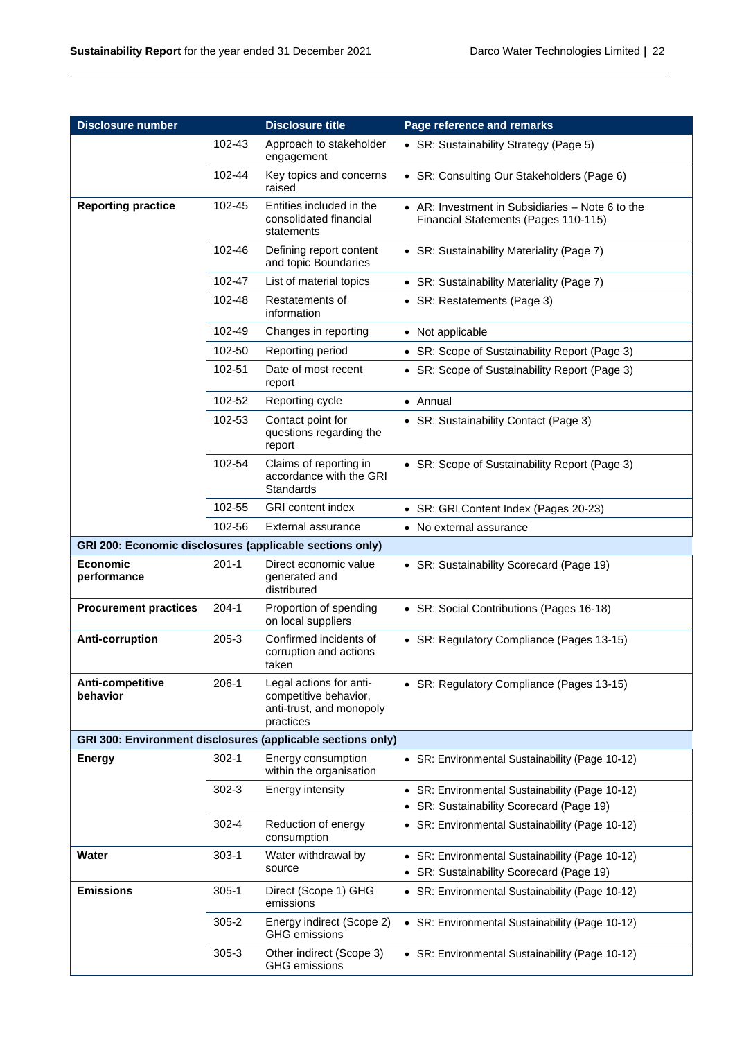| Disclosure number | | Disclosure title | Page reference and remarks |
|---|---|---|---|
| | 102-43 | Approach to stakeholder engagement | • SR: Sustainability Strategy (Page 5) |
| | 102-44 | Key topics and concerns raised | • SR: Consulting Our Stakeholders (Page 6) |
| **Reporting practice** | 102-45 | Entities included in the consolidated financial statements | • AR: Investment in Subsidiaries – Note 6 to the Financial Statements (Pages 110-115) |
| | 102-46 | Defining report content and topic Boundaries | • SR: Sustainability Materiality (Page 7) |
| | 102-47 | List of material topics | • SR: Sustainability Materiality (Page 7) |
| | 102-48 | Restatements of information | • SR: Restatements (Page 3) |
| | 102-49 | Changes in reporting | • Not applicable |
| | 102-50 | Reporting period | • SR: Scope of Sustainability Report (Page 3) |
| | 102-51 | Date of most recent report | • SR: Scope of Sustainability Report (Page 3) |
| | 102-52 | Reporting cycle | • Annual |
| | 102-53 | Contact point for questions regarding the report | • SR: Sustainability Contact (Page 3) |
| | 102-54 | Claims of reporting in accordance with the GRI Standards | • SR: Scope of Sustainability Report (Page 3) |
| | 102-55 | GRI content index | • SR: GRI Content Index (Pages 20-23) |
| | 102-56 | External assurance | • No external assurance |
| **GRI 200: Economic disclosures (applicable sections only)** | | | |
| **Economic performance** | 201-1 | Direct economic value generated and distributed | • SR: Sustainability Scorecard (Page 19) |
| **Procurement practices** | 204-1 | Proportion of spending on local suppliers | • SR: Social Contributions (Pages 16-18) |
| **Anti-corruption** | 205-3 | Confirmed incidents of corruption and actions taken | • SR: Regulatory Compliance (Pages 13-15) |
| **Anti-competitive behavior** | 206-1 | Legal actions for anti-competitive behavior, anti-trust, and monopoly practices | • SR: Regulatory Compliance (Pages 13-15) |
| **GRI 300: Environment disclosures (applicable sections only)** | | | |
| **Energy** | 302-1 | Energy consumption within the organisation | • SR: Environmental Sustainability (Page 10-12) |
| | 302-3 | Energy intensity | • SR: Environmental Sustainability (Page 10-12)<br>• SR: Sustainability Scorecard (Page 19) |
| | 302-4 | Reduction of energy consumption | • SR: Environmental Sustainability (Page 10-12) |
| **Water** | 303-1 | Water withdrawal by source | • SR: Environmental Sustainability (Page 10-12)<br>• SR: Sustainability Scorecard (Page 19) |
| **Emissions** | 305-1 | Direct (Scope 1) GHG emissions | • SR: Environmental Sustainability (Page 10-12) |
| | 305-2 | Energy indirect (Scope 2) GHG emissions | • SR: Environmental Sustainability (Page 10-12) |
| | 305-3 | Other indirect (Scope 3) GHG emissions | • SR: Environmental Sustainability (Page 10-12) |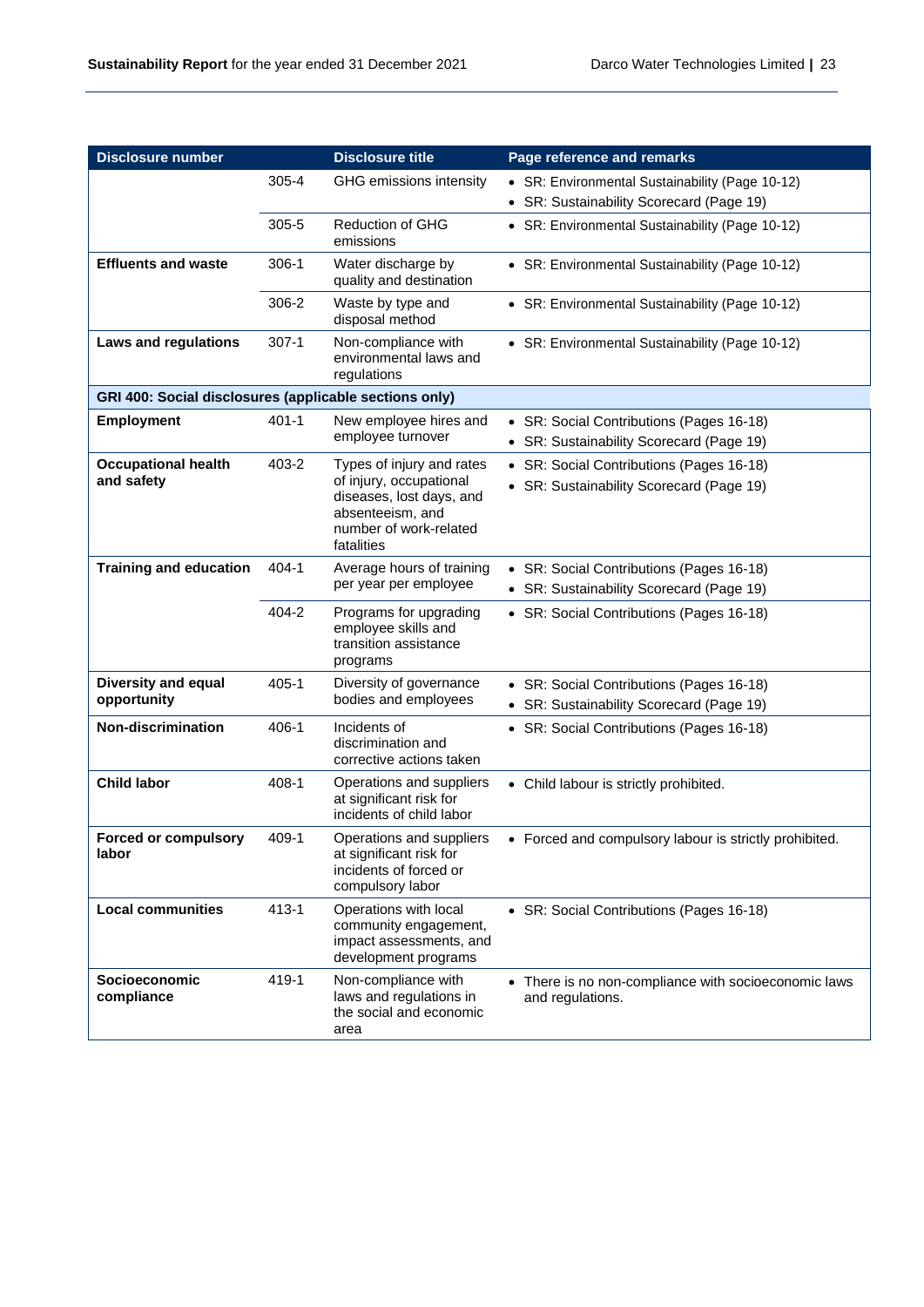| Disclosure number | | Disclosure title | Page reference and remarks |
|---|---|---|---|
| | 305-4 | GHG emissions intensity | • SR: Environmental Sustainability (Page 10-12)<br>• SR: Sustainability Scorecard (Page 19) |
| | 305-5 | Reduction of GHG emissions | • SR: Environmental Sustainability (Page 10-12) |
| **Effluents and waste** | 306-1 | Water discharge by quality and destination | • SR: Environmental Sustainability (Page 10-12) |
| | 306-2 | Waste by type and disposal method | • SR: Environmental Sustainability (Page 10-12) |
| **Laws and regulations** | 307-1 | Non-compliance with environmental laws and regulations | • SR: Environmental Sustainability (Page 10-12) |
| **GRI 400: Social disclosures (applicable sections only)** | | | |
| **Employment** | 401-1 | New employee hires and employee turnover | • SR: Social Contributions (Pages 16-18)<br>• SR: Sustainability Scorecard (Page 19) |
| **Occupational health and safety** | 403-2 | Types of injury and rates of injury, occupational diseases, lost days, and absenteeism, and number of work-related fatalities | • SR: Social Contributions (Pages 16-18)<br>• SR: Sustainability Scorecard (Page 19) |
| **Training and education** | 404-1 | Average hours of training per year per employee | • SR: Social Contributions (Pages 16-18)<br>• SR: Sustainability Scorecard (Page 19) |
| | 404-2 | Programs for upgrading employee skills and transition assistance programs | • SR: Social Contributions (Pages 16-18) |
| **Diversity and equal opportunity** | 405-1 | Diversity of governance bodies and employees | • SR: Social Contributions (Pages 16-18)<br>• SR: Sustainability Scorecard (Page 19) |
| **Non-discrimination** | 406-1 | Incidents of discrimination and corrective actions taken | • SR: Social Contributions (Pages 16-18) |
| **Child labor** | 408-1 | Operations and suppliers at significant risk for incidents of child labor | • Child labour is strictly prohibited. |
| **Forced or compulsory labor** | 409-1 | Operations and suppliers at significant risk for incidents of forced or compulsory labor | • Forced and compulsory labour is strictly prohibited. |
| **Local communities** | 413-1 | Operations with local community engagement, impact assessments, and development programs | • SR: Social Contributions (Pages 16-18) |
| **Socioeconomic compliance** | 419-1 | Non-compliance with laws and regulations in the social and economic area | • There is no non-compliance with socioeconomic laws and regulations. |